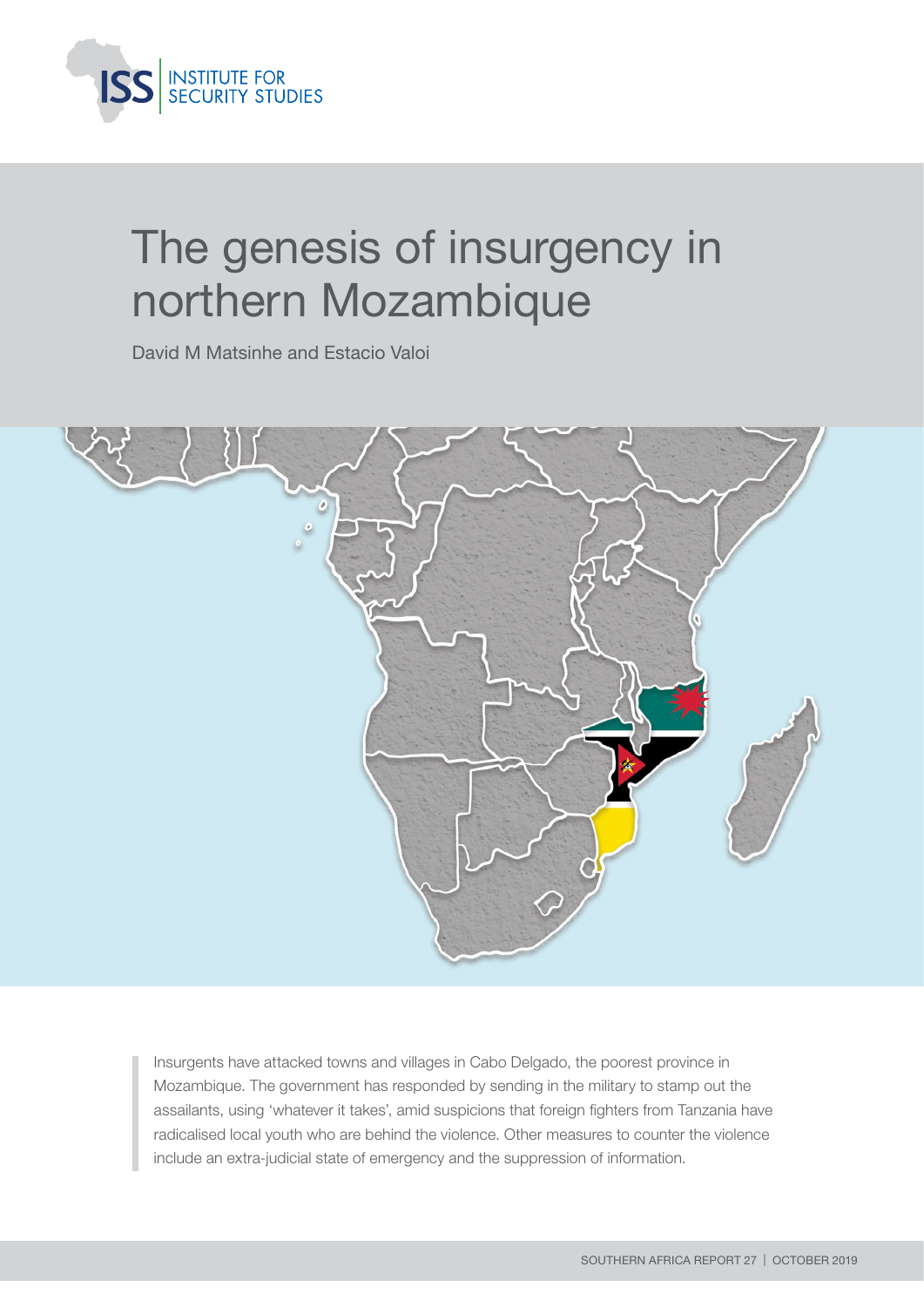# The genesis of insurgency in northern Mozambique

David M Matsinhe and Estacio Valoi

> Insurgents have attacked towns and villages in Cabo Delgado, the poorest province in Mozambique. The government has responded by sending in the military to stamp out the assailants, using 'whatever it takes', amid suspicions that foreign fighters from Tanzania have radicalised local youth who are behind the violence. Other measures to counter the violence include an extra-judicial state of emergency and the suppression of information.

SOUTHERN AFRICA REPORT 27 | OCTOBER 2019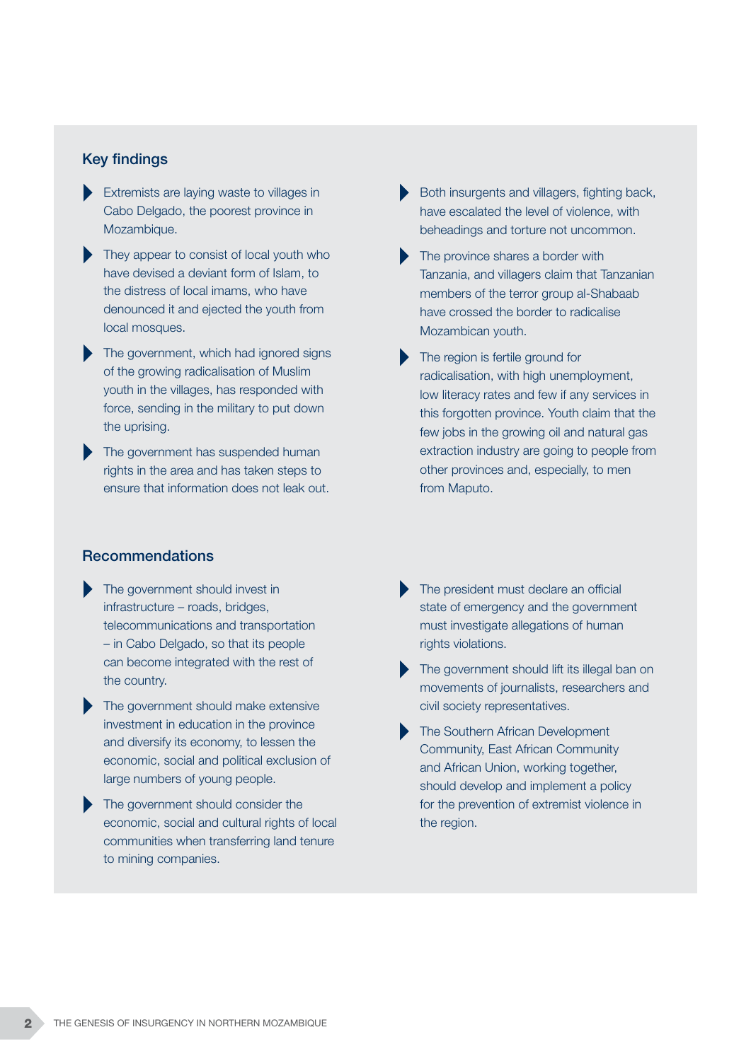## Key findings

- Extremists are laying waste to villages in Cabo Delgado, the poorest province in Mozambique.
- They appear to consist of local youth who have devised a deviant form of Islam, to the distress of local imams, who have denounced it and ejected the youth from local mosques.
- The government, which had ignored signs of the growing radicalisation of Muslim youth in the villages, has responded with force, sending in the military to put down the uprising.
- The government has suspended human rights in the area and has taken steps to ensure that information does not leak out.
- Both insurgents and villagers, fighting back, have escalated the level of violence, with beheadings and torture not uncommon.
- The province shares a border with Tanzania, and villagers claim that Tanzanian members of the terror group al-Shabaab have crossed the border to radicalise Mozambican youth.
- The region is fertile ground for radicalisation, with high unemployment, low literacy rates and few if any services in this forgotten province. Youth claim that the few jobs in the growing oil and natural gas extraction industry are going to people from other provinces and, especially, to men from Maputo.

## Recommendations

- The government should invest in infrastructure – roads, bridges, telecommunications and transportation – in Cabo Delgado, so that its people can become integrated with the rest of the country.
- The government should make extensive investment in education in the province and diversify its economy, to lessen the economic, social and political exclusion of large numbers of young people.
- The government should consider the economic, social and cultural rights of local communities when transferring land tenure to mining companies.
- The president must declare an official state of emergency and the government must investigate allegations of human rights violations.
- The government should lift its illegal ban on movements of journalists, researchers and civil society representatives.
- The Southern African Development Community, East African Community and African Union, working together, should develop and implement a policy for the prevention of extremist violence in the region.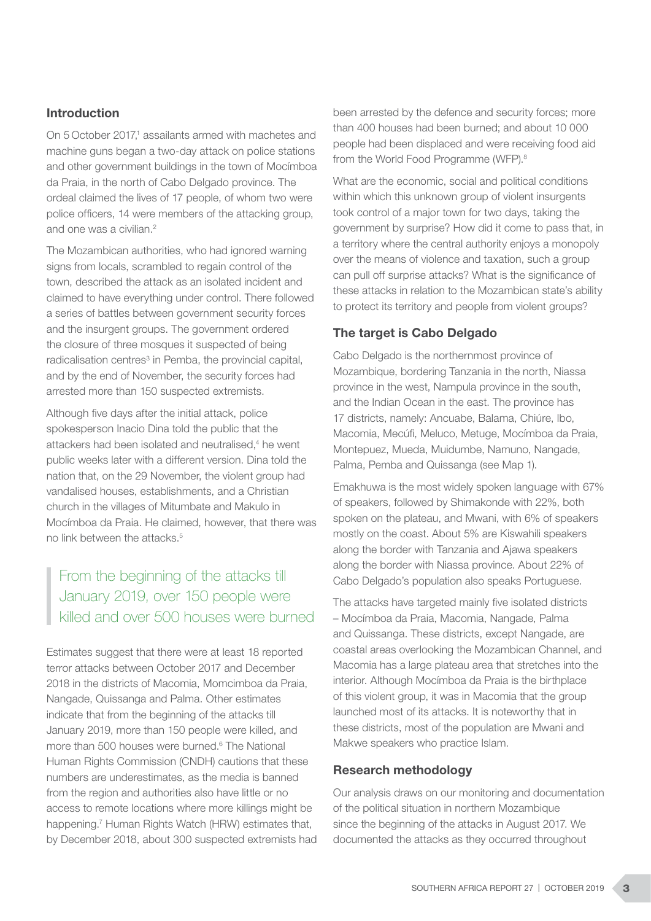## Introduction

On 5 October 2017,[1] assailants armed with machetes and machine guns began a two-day attack on police stations and other government buildings in the town of Mocímboa da Praia, in the north of Cabo Delgado province. The ordeal claimed the lives of 17 people, of whom two were police officers, 14 were members of the attacking group, and one was a civilian.[2]

The Mozambican authorities, who had ignored warning signs from locals, scrambled to regain control of the town, described the attack as an isolated incident and claimed to have everything under control. There followed a series of battles between government security forces and the insurgent groups. The government ordered the closure of three mosques it suspected of being radicalisation centres[3] in Pemba, the provincial capital, and by the end of November, the security forces had arrested more than 150 suspected extremists.

Although five days after the initial attack, police spokesperson Inacio Dina told the public that the attackers had been isolated and neutralised,[4] he went public weeks later with a different version. Dina told the nation that, on the 29 November, the violent group had vandalised houses, establishments, and a Christian church in the villages of Mitumbate and Makulo in Mocímboa da Praia. He claimed, however, that there was no link between the attacks.[5]

> From the beginning of the attacks till January 2019, over 150 people were killed and over 500 houses were burned

Estimates suggest that there were at least 18 reported terror attacks between October 2017 and December 2018 in the districts of Macomia, Momcimboa da Praia, Nangade, Quissanga and Palma. Other estimates indicate that from the beginning of the attacks till January 2019, more than 150 people were killed, and more than 500 houses were burned.[6] The National Human Rights Commission (CNDH) cautions that these numbers are underestimates, as the media is banned from the region and authorities also have little or no access to remote locations where more killings might be happening.[7] Human Rights Watch (HRW) estimates that, by December 2018, about 300 suspected extremists had been arrested by the defence and security forces; more than 400 houses had been burned; and about 10 000 people had been displaced and were receiving food aid from the World Food Programme (WFP).[8]

What are the economic, social and political conditions within which this unknown group of violent insurgents took control of a major town for two days, taking the government by surprise? How did it come to pass that, in a territory where the central authority enjoys a monopoly over the means of violence and taxation, such a group can pull off surprise attacks? What is the significance of these attacks in relation to the Mozambican state's ability to protect its territory and people from violent groups?

## The target is Cabo Delgado

Cabo Delgado is the northernmost province of Mozambique, bordering Tanzania in the north, Niassa province in the west, Nampula province in the south, and the Indian Ocean in the east. The province has 17 districts, namely: Ancuabe, Balama, Chiúre, Ibo, Macomia, Mecúfi, Meluco, Metuge, Mocímboa da Praia, Montepuez, Mueda, Muidumbe, Namuno, Nangade, Palma, Pemba and Quissanga (see Map 1).

Emakhuwa is the most widely spoken language with 67% of speakers, followed by Shimakonde with 22%, both spoken on the plateau, and Mwani, with 6% of speakers mostly on the coast. About 5% are Kiswahili speakers along the border with Tanzania and Ajawa speakers along the border with Niassa province. About 22% of Cabo Delgado's population also speaks Portuguese.

The attacks have targeted mainly five isolated districts – Mocímboa da Praia, Macomia, Nangade, Palma and Quissanga. These districts, except Nangade, are coastal areas overlooking the Mozambican Channel, and Macomia has a large plateau area that stretches into the interior. Although Mocímboa da Praia is the birthplace of this violent group, it was in Macomia that the group launched most of its attacks. It is noteworthy that in these districts, most of the population are Mwani and Makwe speakers who practice Islam.

## Research methodology

Our analysis draws on our monitoring and documentation of the political situation in northern Mozambique since the beginning of the attacks in August 2017. We documented the attacks as they occurred throughout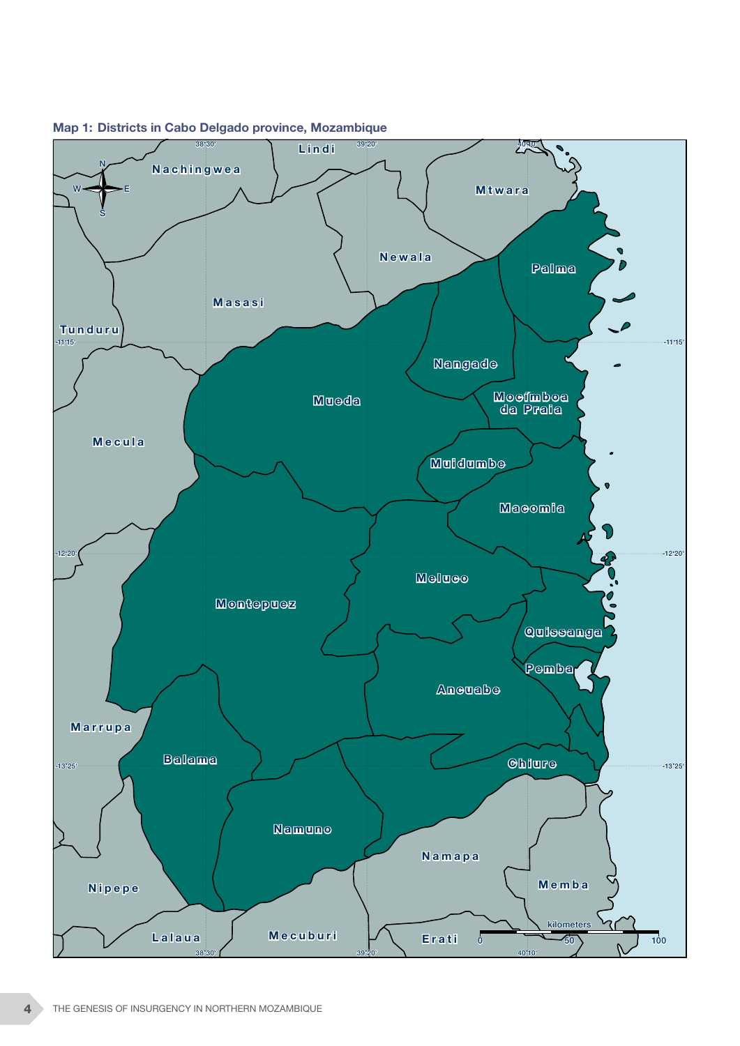**Map 1: Districts in Cabo Delgado province, Mozambique**

Lindi

Nachingwea

Mtwara

Newala

Palma

Masasi

Tunduru

Nangade

Mueda

Mocímboa da Praia

Mecula

Muidumbe

Macomia

Meluco

Montepuez

Quissanga

Pemba

Ancuabe

Marrupa

Balama

Chiure

Namuno

Namapa

Memba

Nipepe

Lalaua

Mecuburi

Erati

kilometers

0 50 100

38°30' 39°20' 40°10'

-11°15' -12°20' -13°25'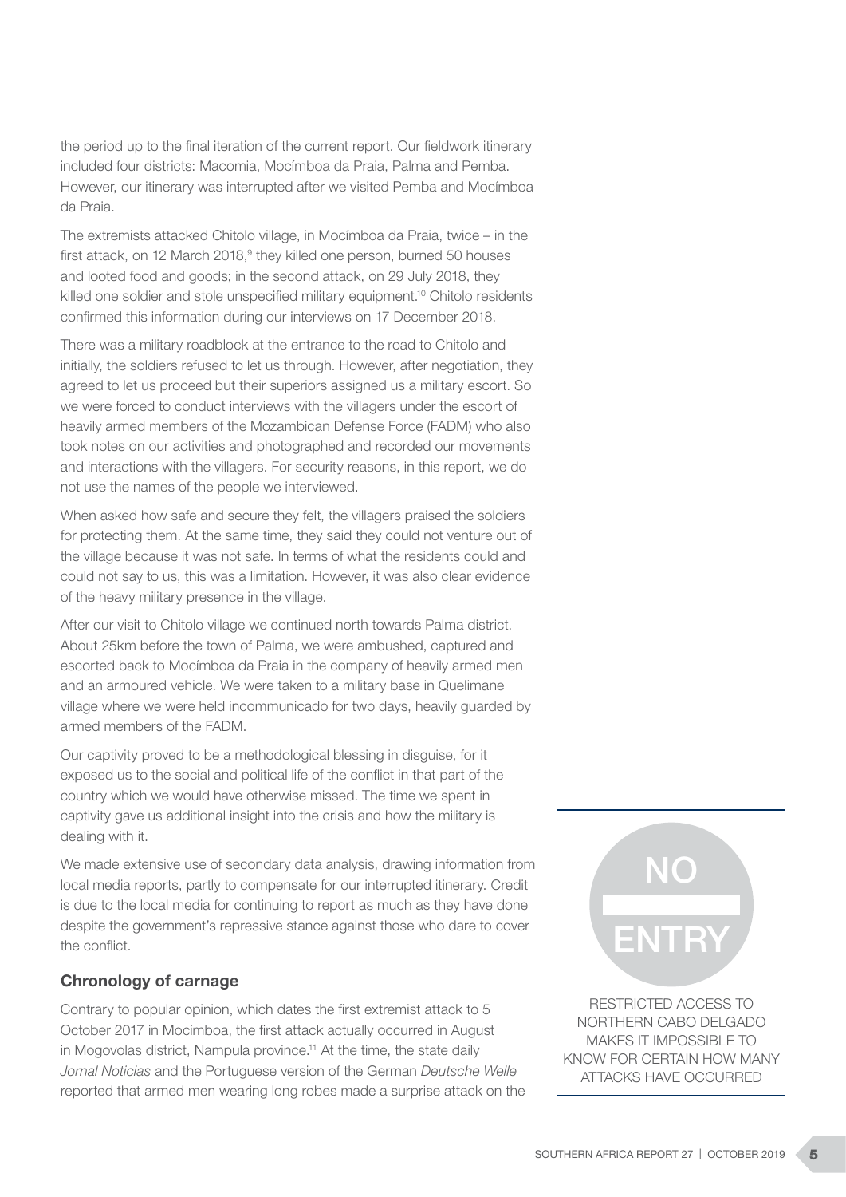the period up to the final iteration of the current report. Our fieldwork itinerary included four districts: Macomia, Mocímboa da Praia, Palma and Pemba. However, our itinerary was interrupted after we visited Pemba and Mocímboa da Praia.

The extremists attacked Chitolo village, in Mocímboa da Praia, twice – in the first attack, on 12 March 2018,[9] they killed one person, burned 50 houses and looted food and goods; in the second attack, on 29 July 2018, they killed one soldier and stole unspecified military equipment.[10] Chitolo residents confirmed this information during our interviews on 17 December 2018.

There was a military roadblock at the entrance to the road to Chitolo and initially, the soldiers refused to let us through. However, after negotiation, they agreed to let us proceed but their superiors assigned us a military escort. So we were forced to conduct interviews with the villagers under the escort of heavily armed members of the Mozambican Defense Force (FADM) who also took notes on our activities and photographed and recorded our movements and interactions with the villagers. For security reasons, in this report, we do not use the names of the people we interviewed.

When asked how safe and secure they felt, the villagers praised the soldiers for protecting them. At the same time, they said they could not venture out of the village because it was not safe. In terms of what the residents could and could not say to us, this was a limitation. However, it was also clear evidence of the heavy military presence in the village.

After our visit to Chitolo village we continued north towards Palma district. About 25km before the town of Palma, we were ambushed, captured and escorted back to Mocímboa da Praia in the company of heavily armed men and an armoured vehicle. We were taken to a military base in Quelimane village where we were held incommunicado for two days, heavily guarded by armed members of the FADM.

Our captivity proved to be a methodological blessing in disguise, for it exposed us to the social and political life of the conflict in that part of the country which we would have otherwise missed. The time we spent in captivity gave us additional insight into the crisis and how the military is dealing with it.

We made extensive use of secondary data analysis, drawing information from local media reports, partly to compensate for our interrupted itinerary. Credit is due to the local media for continuing to report as much as they have done despite the government's repressive stance against those who dare to cover the conflict.

NO ENTRY

RESTRICTED ACCESS TO NORTHERN CABO DELGADO MAKES IT IMPOSSIBLE TO KNOW FOR CERTAIN HOW MANY ATTACKS HAVE OCCURRED

### Chronology of carnage

Contrary to popular opinion, which dates the first extremist attack to 5 October 2017 in Mocímboa, the first attack actually occurred in August in Mogovolas district, Nampula province.[11] At the time, the state daily *Jornal Noticias* and the Portuguese version of the German *Deutsche Welle* reported that armed men wearing long robes made a surprise attack on the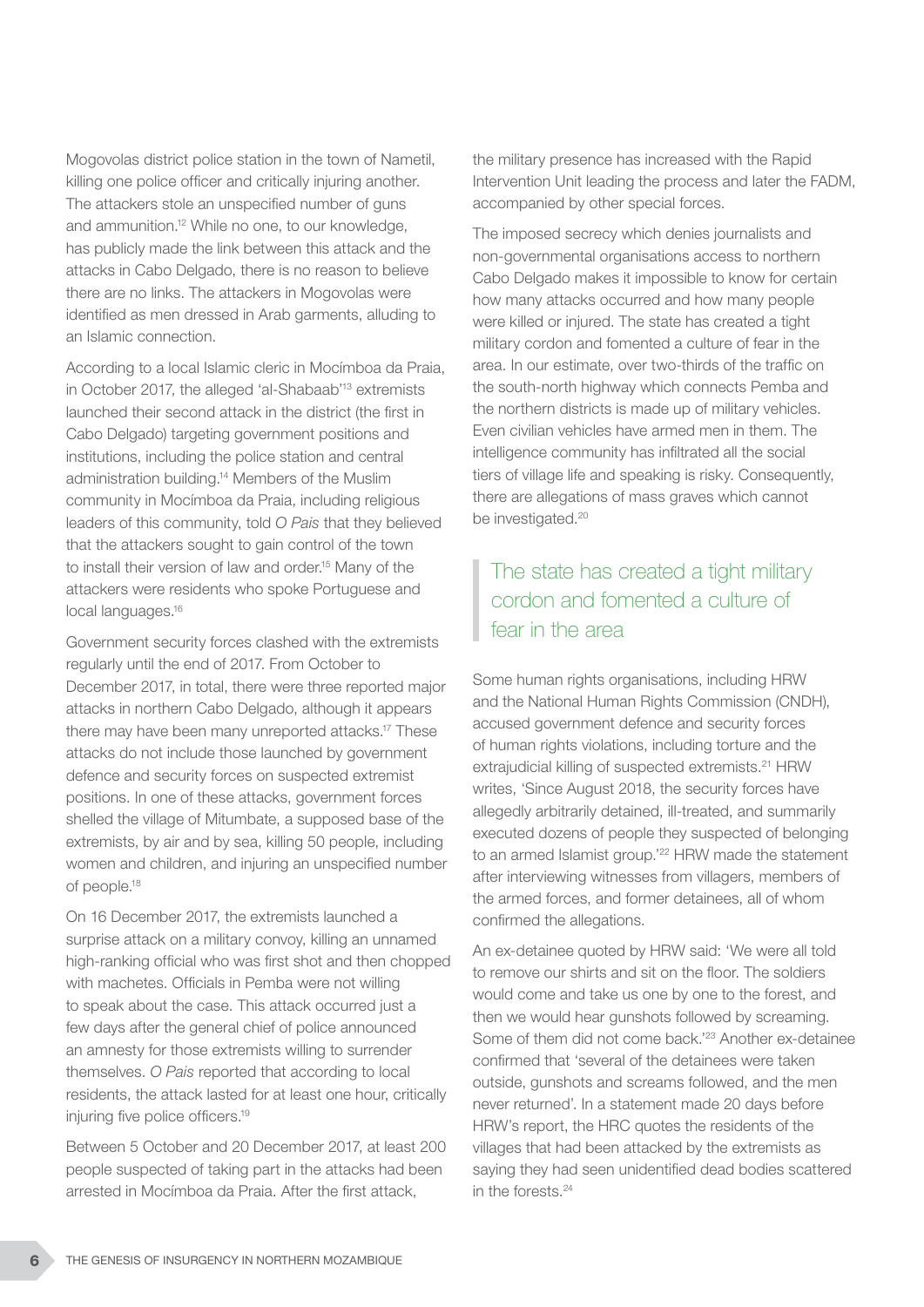Mogovolas district police station in the town of Nametil, killing one police officer and critically injuring another. The attackers stole an unspecified number of guns and ammunition.[12] While no one, to our knowledge, has publicly made the link between this attack and the attacks in Cabo Delgado, there is no reason to believe there are no links. The attackers in Mogovolas were identified as men dressed in Arab garments, alluding to an Islamic connection.

According to a local Islamic cleric in Mocímboa da Praia, in October 2017, the alleged 'al-Shabaab'[13] extremists launched their second attack in the district (the first in Cabo Delgado) targeting government positions and institutions, including the police station and central administration building.[14] Members of the Muslim community in Mocímboa da Praia, including religious leaders of this community, told *O Pais* that they believed that the attackers sought to gain control of the town to install their version of law and order.[15] Many of the attackers were residents who spoke Portuguese and local languages.[16]

Government security forces clashed with the extremists regularly until the end of 2017. From October to December 2017, in total, there were three reported major attacks in northern Cabo Delgado, although it appears there may have been many unreported attacks.[17] These attacks do not include those launched by government defence and security forces on suspected extremist positions. In one of these attacks, government forces shelled the village of Mitumbate, a supposed base of the extremists, by air and by sea, killing 50 people, including women and children, and injuring an unspecified number of people.[18]

On 16 December 2017, the extremists launched a surprise attack on a military convoy, killing an unnamed high-ranking official who was first shot and then chopped with machetes. Officials in Pemba were not willing to speak about the case. This attack occurred just a few days after the general chief of police announced an amnesty for those extremists willing to surrender themselves. *O Pais* reported that according to local residents, the attack lasted for at least one hour, critically injuring five police officers.[19]

Between 5 October and 20 December 2017, at least 200 people suspected of taking part in the attacks had been arrested in Mocímboa da Praia. After the first attack, the military presence has increased with the Rapid Intervention Unit leading the process and later the FADM, accompanied by other special forces.

The imposed secrecy which denies journalists and non-governmental organisations access to northern Cabo Delgado makes it impossible to know for certain how many attacks occurred and how many people were killed or injured. The state has created a tight military cordon and fomented a culture of fear in the area. In our estimate, over two-thirds of the traffic on the south-north highway which connects Pemba and the northern districts is made up of military vehicles. Even civilian vehicles have armed men in them. The intelligence community has infiltrated all the social tiers of village life and speaking is risky. Consequently, there are allegations of mass graves which cannot be investigated.[20]

> The state has created a tight military cordon and fomented a culture of fear in the area

Some human rights organisations, including HRW and the National Human Rights Commission (CNDH), accused government defence and security forces of human rights violations, including torture and the extrajudicial killing of suspected extremists.[21] HRW writes, 'Since August 2018, the security forces have allegedly arbitrarily detained, ill-treated, and summarily executed dozens of people they suspected of belonging to an armed Islamist group.'[22] HRW made the statement after interviewing witnesses from villagers, members of the armed forces, and former detainees, all of whom confirmed the allegations.

An ex-detainee quoted by HRW said: 'We were all told to remove our shirts and sit on the floor. The soldiers would come and take us one by one to the forest, and then we would hear gunshots followed by screaming. Some of them did not come back.'[23] Another ex-detainee confirmed that 'several of the detainees were taken outside, gunshots and screams followed, and the men never returned'. In a statement made 20 days before HRW's report, the HRC quotes the residents of the villages that had been attacked by the extremists as saying they had seen unidentified dead bodies scattered in the forests.[24]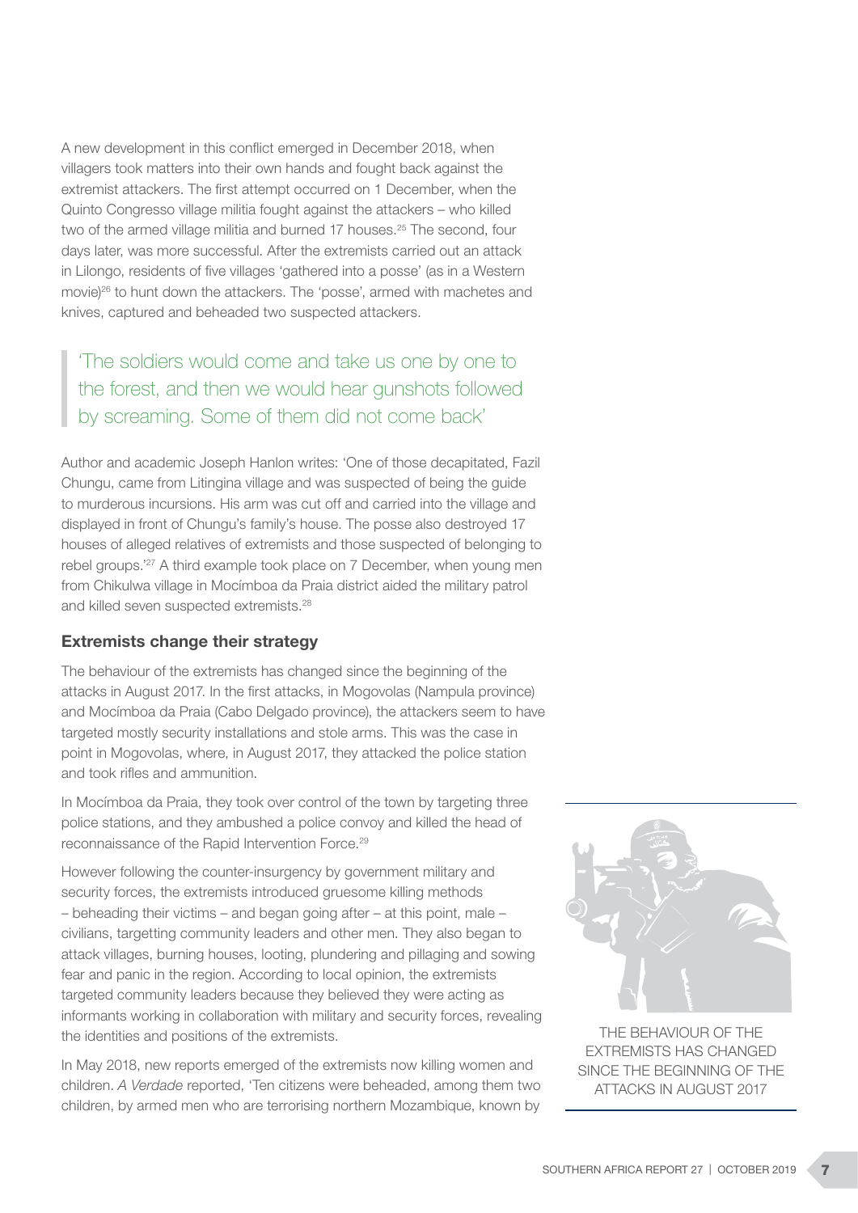A new development in this conflict emerged in December 2018, when villagers took matters into their own hands and fought back against the extremist attackers. The first attempt occurred on 1 December, when the Quinto Congresso village militia fought against the attackers – who killed two of the armed village militia and burned 17 houses.[25] The second, four days later, was more successful. After the extremists carried out an attack in Lilongo, residents of five villages 'gathered into a posse' (as in a Western movie)[26] to hunt down the attackers. The 'posse', armed with machetes and knives, captured and beheaded two suspected attackers.

> 'The soldiers would come and take us one by one to the forest, and then we would hear gunshots followed by screaming. Some of them did not come back'

Author and academic Joseph Hanlon writes: 'One of those decapitated, Fazil Chungu, came from Litingina village and was suspected of being the guide to murderous incursions. His arm was cut off and carried into the village and displayed in front of Chungu's family's house. The posse also destroyed 17 houses of alleged relatives of extremists and those suspected of belonging to rebel groups.'[27] A third example took place on 7 December, when young men from Chikulwa village in Mocímboa da Praia district aided the military patrol and killed seven suspected extremists.[28]

### Extremists change their strategy

The behaviour of the extremists has changed since the beginning of the attacks in August 2017. In the first attacks, in Mogovolas (Nampula province) and Mocímboa da Praia (Cabo Delgado province), the attackers seem to have targeted mostly security installations and stole arms. This was the case in point in Mogovolas, where, in August 2017, they attacked the police station and took rifles and ammunition.

In Mocímboa da Praia, they took over control of the town by targeting three police stations, and they ambushed a police convoy and killed the head of reconnaissance of the Rapid Intervention Force.[29]

However following the counter-insurgency by government military and security forces, the extremists introduced gruesome killing methods – beheading their victims – and began going after – at this point, male – civilians, targetting community leaders and other men. They also began to attack villages, burning houses, looting, plundering and pillaging and sowing fear and panic in the region. According to local opinion, the extremists targeted community leaders because they believed they were acting as informants working in collaboration with military and security forces, revealing the identities and positions of the extremists.

In May 2018, new reports emerged of the extremists now killing women and children. *A Verdade* reported, 'Ten citizens were beheaded, among them two children, by armed men who are terrorising northern Mozambique, known by

THE BEHAVIOUR OF THE EXTREMISTS HAS CHANGED SINCE THE BEGINNING OF THE ATTACKS IN AUGUST 2017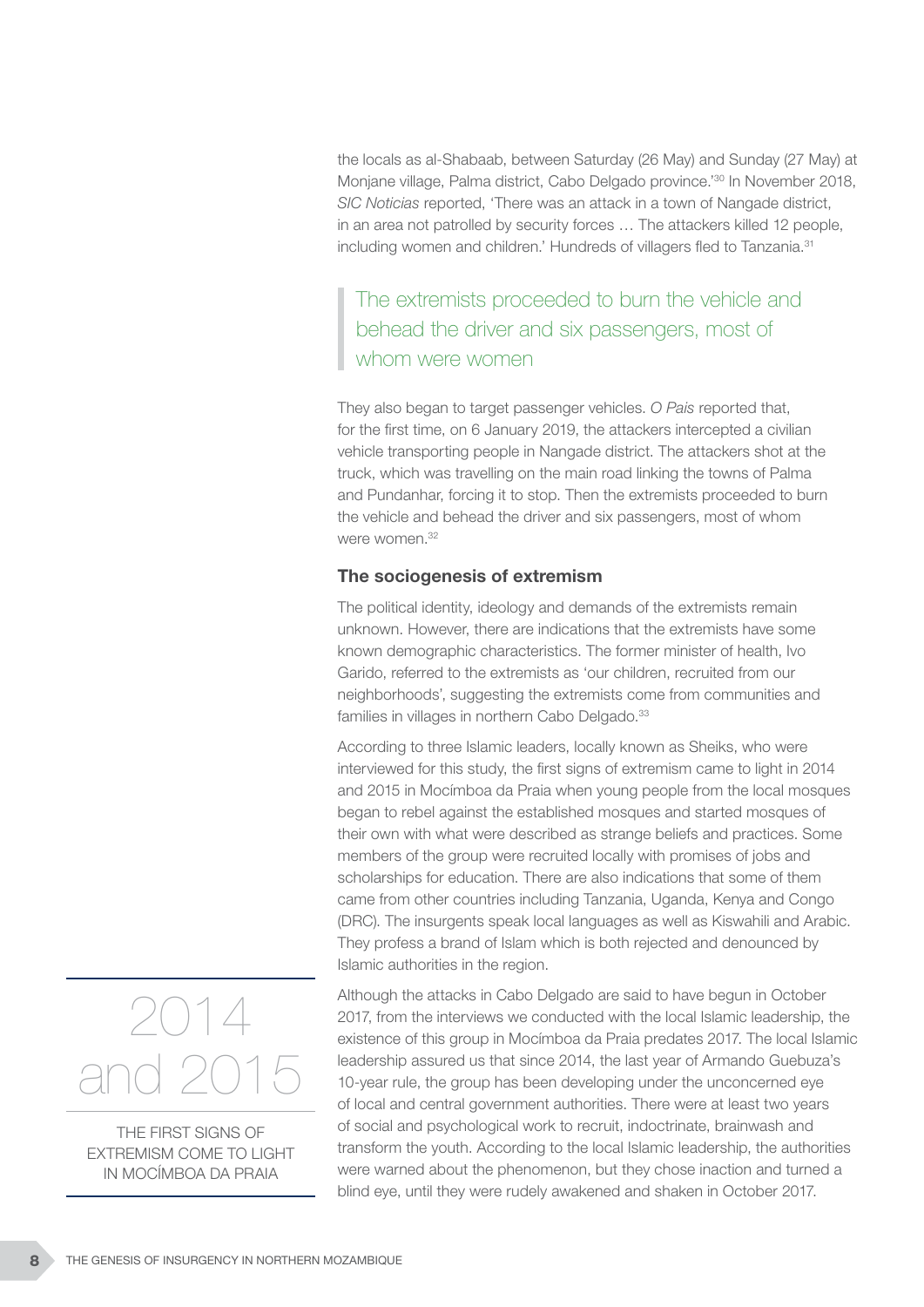the locals as al-Shabaab, between Saturday (26 May) and Sunday (27 May) at Monjane village, Palma district, Cabo Delgado province.'[30] In November 2018, *SIC Noticias* reported, 'There was an attack in a town of Nangade district, in an area not patrolled by security forces … The attackers killed 12 people, including women and children.' Hundreds of villagers fled to Tanzania.[31]

> The extremists proceeded to burn the vehicle and behead the driver and six passengers, most of whom were women

They also began to target passenger vehicles. *O Pais* reported that, for the first time, on 6 January 2019, the attackers intercepted a civilian vehicle transporting people in Nangade district. The attackers shot at the truck, which was travelling on the main road linking the towns of Palma and Pundanhar, forcing it to stop. Then the extremists proceeded to burn the vehicle and behead the driver and six passengers, most of whom were women.[32]

### The sociogenesis of extremism

The political identity, ideology and demands of the extremists remain unknown. However, there are indications that the extremists have some known demographic characteristics. The former minister of health, Ivo Garido, referred to the extremists as 'our children, recruited from our neighborhoods', suggesting the extremists come from communities and families in villages in northern Cabo Delgado.[33]

According to three Islamic leaders, locally known as Sheiks, who were interviewed for this study, the first signs of extremism came to light in 2014 and 2015 in Mocímboa da Praia when young people from the local mosques began to rebel against the established mosques and started mosques of their own with what were described as strange beliefs and practices. Some members of the group were recruited locally with promises of jobs and scholarships for education. There are also indications that some of them came from other countries including Tanzania, Uganda, Kenya and Congo (DRC). The insurgents speak local languages as well as Kiswahili and Arabic. They profess a brand of Islam which is both rejected and denounced by Islamic authorities in the region.

> **2014 and 2015**
>
> THE FIRST SIGNS OF EXTREMISM COME TO LIGHT IN MOCÍMBOA DA PRAIA

Although the attacks in Cabo Delgado are said to have begun in October 2017, from the interviews we conducted with the local Islamic leadership, the existence of this group in Mocímboa da Praia predates 2017. The local Islamic leadership assured us that since 2014, the last year of Armando Guebuza's 10-year rule, the group has been developing under the unconcerned eye of local and central government authorities. There were at least two years of social and psychological work to recruit, indoctrinate, brainwash and transform the youth. According to the local Islamic leadership, the authorities were warned about the phenomenon, but they chose inaction and turned a blind eye, until they were rudely awakened and shaken in October 2017.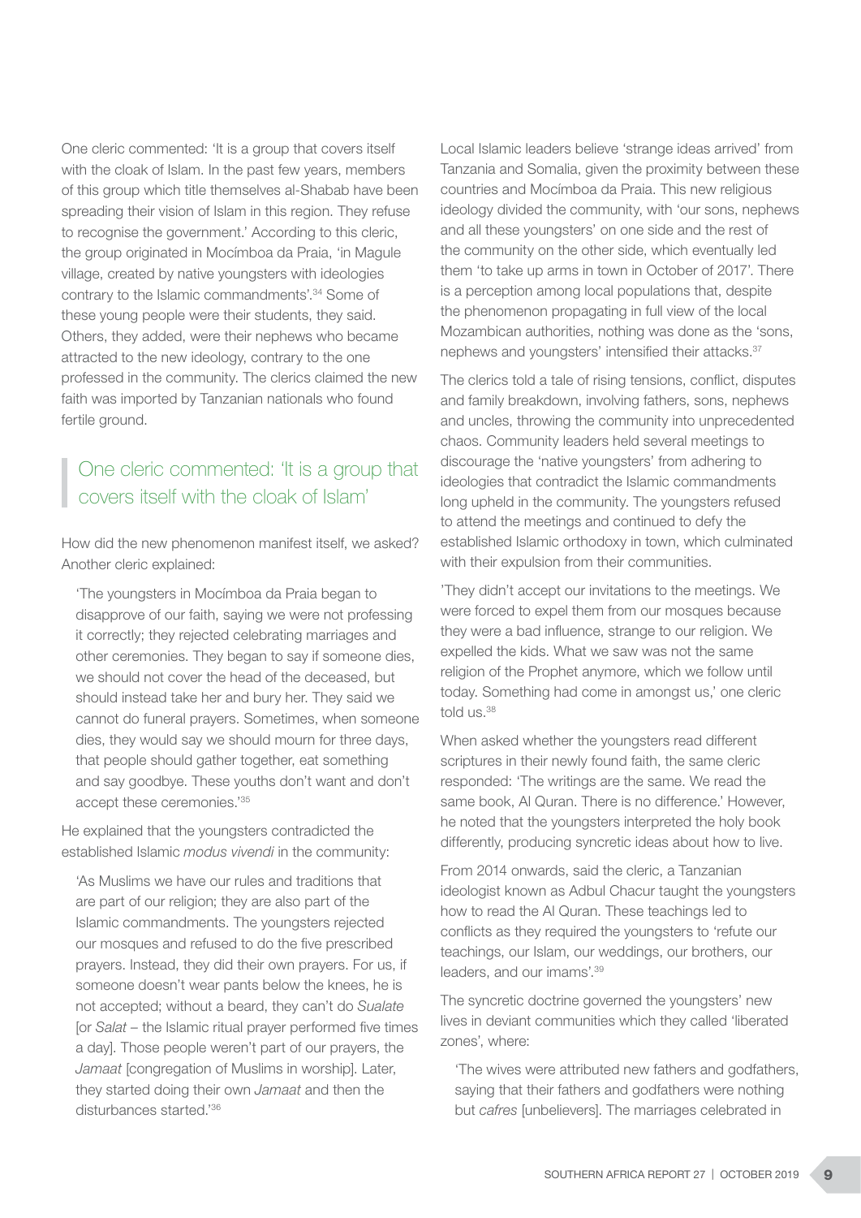One cleric commented: 'It is a group that covers itself with the cloak of Islam. In the past few years, members of this group which title themselves al-Shabab have been spreading their vision of Islam in this region. They refuse to recognise the government.' According to this cleric, the group originated in Mocímboa da Praia, 'in Magule village, created by native youngsters with ideologies contrary to the Islamic commandments'.[34] Some of these young people were their students, they said. Others, they added, were their nephews who became attracted to the new ideology, contrary to the one professed in the community. The clerics claimed the new faith was imported by Tanzanian nationals who found fertile ground.

> One cleric commented: 'It is a group that covers itself with the cloak of Islam'

How did the new phenomenon manifest itself, we asked? Another cleric explained:

> 'The youngsters in Mocímboa da Praia began to disapprove of our faith, saying we were not professing it correctly; they rejected celebrating marriages and other ceremonies. They began to say if someone dies, we should not cover the head of the deceased, but should instead take her and bury her. They said we cannot do funeral prayers. Sometimes, when someone dies, they would say we should mourn for three days, that people should gather together, eat something and say goodbye. These youths don't want and don't accept these ceremonies.'[35]

He explained that the youngsters contradicted the established Islamic *modus vivendi* in the community:

> 'As Muslims we have our rules and traditions that are part of our religion; they are also part of the Islamic commandments. The youngsters rejected our mosques and refused to do the five prescribed prayers. Instead, they did their own prayers. For us, if someone doesn't wear pants below the knees, he is not accepted; without a beard, they can't do *Sualate* [or *Salat* – the Islamic ritual prayer performed five times a day]. Those people weren't part of our prayers, the *Jamaat* [congregation of Muslims in worship]. Later, they started doing their own *Jamaat* and then the disturbances started.'[36]

Local Islamic leaders believe 'strange ideas arrived' from Tanzania and Somalia, given the proximity between these countries and Mocímboa da Praia. This new religious ideology divided the community, with 'our sons, nephews and all these youngsters' on one side and the rest of the community on the other side, which eventually led them 'to take up arms in town in October of 2017'. There is a perception among local populations that, despite the phenomenon propagating in full view of the local Mozambican authorities, nothing was done as the 'sons, nephews and youngsters' intensified their attacks.[37]

The clerics told a tale of rising tensions, conflict, disputes and family breakdown, involving fathers, sons, nephews and uncles, throwing the community into unprecedented chaos. Community leaders held several meetings to discourage the 'native youngsters' from adhering to ideologies that contradict the Islamic commandments long upheld in the community. The youngsters refused to attend the meetings and continued to defy the established Islamic orthodoxy in town, which culminated with their expulsion from their communities.

'They didn't accept our invitations to the meetings. We were forced to expel them from our mosques because they were a bad influence, strange to our religion. We expelled the kids. What we saw was not the same religion of the Prophet anymore, which we follow until today. Something had come in amongst us,' one cleric told us.[38]

When asked whether the youngsters read different scriptures in their newly found faith, the same cleric responded: 'The writings are the same. We read the same book, Al Quran. There is no difference.' However, he noted that the youngsters interpreted the holy book differently, producing syncretic ideas about how to live.

From 2014 onwards, said the cleric, a Tanzanian ideologist known as Adbul Chacur taught the youngsters how to read the Al Quran. These teachings led to conflicts as they required the youngsters to 'refute our teachings, our Islam, our weddings, our brothers, our leaders, and our imams'.[39]

The syncretic doctrine governed the youngsters' new lives in deviant communities which they called 'liberated zones', where:

> 'The wives were attributed new fathers and godfathers, saying that their fathers and godfathers were nothing but *cafres* [unbelievers]. The marriages celebrated in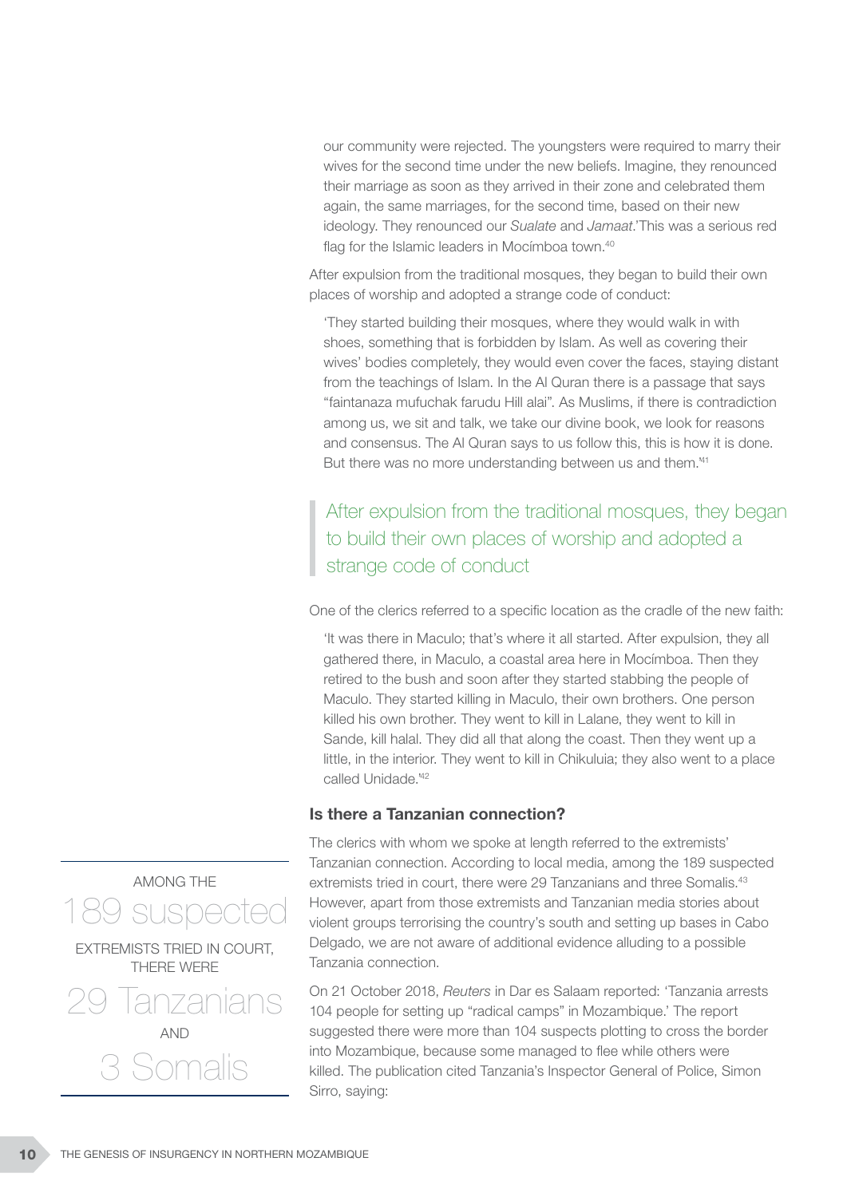our community were rejected. The youngsters were required to marry their wives for the second time under the new beliefs. Imagine, they renounced their marriage as soon as they arrived in their zone and celebrated them again, the same marriages, for the second time, based on their new ideology. They renounced our *Sualate* and *Jamaat*.'This was a serious red flag for the Islamic leaders in Mocímboa town.[40]

After expulsion from the traditional mosques, they began to build their own places of worship and adopted a strange code of conduct:

> 'They started building their mosques, where they would walk in with shoes, something that is forbidden by Islam. As well as covering their wives' bodies completely, they would even cover the faces, staying distant from the teachings of Islam. In the Al Quran there is a passage that says "faintanaza mufuchak farudu Hill alai". As Muslims, if there is contradiction among us, we sit and talk, we take our divine book, we look for reasons and consensus. The Al Quran says to us follow this, this is how it is done. But there was no more understanding between us and them.'[41]

> After expulsion from the traditional mosques, they began to build their own places of worship and adopted a strange code of conduct

One of the clerics referred to a specific location as the cradle of the new faith:

> 'It was there in Maculo; that's where it all started. After expulsion, they all gathered there, in Maculo, a coastal area here in Mocímboa. Then they retired to the bush and soon after they started stabbing the people of Maculo. They started killing in Maculo, their own brothers. One person killed his own brother. They went to kill in Lalane, they went to kill in Sande, kill halal. They did all that along the coast. Then they went up a little, in the interior. They went to kill in Chikuluia; they also went to a place called Unidade.'[42]

### Is there a Tanzanian connection?

The clerics with whom we spoke at length referred to the extremists' Tanzanian connection. According to local media, among the 189 suspected extremists tried in court, there were 29 Tanzanians and three Somalis.[43] However, apart from those extremists and Tanzanian media stories about violent groups terrorising the country's south and setting up bases in Cabo Delgado, we are not aware of additional evidence alluding to a possible Tanzania connection.

AMONG THE 189 suspected EXTREMISTS TRIED IN COURT, THERE WERE 29 Tanzanians AND 3 Somalis

On 21 October 2018, *Reuters* in Dar es Salaam reported: 'Tanzania arrests 104 people for setting up "radical camps" in Mozambique.' The report suggested there were more than 104 suspects plotting to cross the border into Mozambique, because some managed to flee while others were killed. The publication cited Tanzania's Inspector General of Police, Simon Sirro, saying: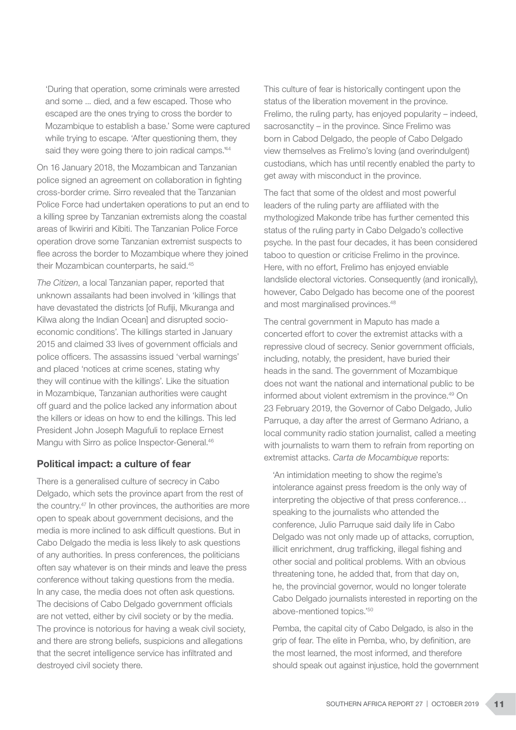'During that operation, some criminals were arrested and some ... died, and a few escaped. Those who escaped are the ones trying to cross the border to Mozambique to establish a base.' Some were captured while trying to escape. 'After questioning them, they said they were going there to join radical camps.'[44]

On 16 January 2018, the Mozambican and Tanzanian police signed an agreement on collaboration in fighting cross-border crime. Sirro revealed that the Tanzanian Police Force had undertaken operations to put an end to a killing spree by Tanzanian extremists along the coastal areas of Ikwiriri and Kibiti. The Tanzanian Police Force operation drove some Tanzanian extremist suspects to flee across the border to Mozambique where they joined their Mozambican counterparts, he said.[45]

*The Citizen*, a local Tanzanian paper, reported that unknown assailants had been involved in 'killings that have devastated the districts [of Rufiji, Mkuranga and Kilwa along the Indian Ocean] and disrupted socio-economic conditions'. The killings started in January 2015 and claimed 33 lives of government officials and police officers. The assassins issued 'verbal warnings' and placed 'notices at crime scenes, stating why they will continue with the killings'. Like the situation in Mozambique, Tanzanian authorities were caught off guard and the police lacked any information about the killers or ideas on how to end the killings. This led President John Joseph Magufuli to replace Ernest Mangu with Sirro as police Inspector-General.[46]

## Political impact: a culture of fear

There is a generalised culture of secrecy in Cabo Delgado, which sets the province apart from the rest of the country.[47] In other provinces, the authorities are more open to speak about government decisions, and the media is more inclined to ask difficult questions. But in Cabo Delgado the media is less likely to ask questions of any authorities. In press conferences, the politicians often say whatever is on their minds and leave the press conference without taking questions from the media. In any case, the media does not often ask questions. The decisions of Cabo Delgado government officials are not vetted, either by civil society or by the media. The province is notorious for having a weak civil society, and there are strong beliefs, suspicions and allegations that the secret intelligence service has infiltrated and destroyed civil society there.

This culture of fear is historically contingent upon the status of the liberation movement in the province. Frelimo, the ruling party, has enjoyed popularity – indeed, sacrosanctity – in the province. Since Frelimo was born in Cabod Delgado, the people of Cabo Delgado view themselves as Frelimo's loving (and overindulgent) custodians, which has until recently enabled the party to get away with misconduct in the province.

The fact that some of the oldest and most powerful leaders of the ruling party are affiliated with the mythologized Makonde tribe has further cemented this status of the ruling party in Cabo Delgado's collective psyche. In the past four decades, it has been considered taboo to question or criticise Frelimo in the province. Here, with no effort, Frelimo has enjoyed enviable landslide electoral victories. Consequently (and ironically), however, Cabo Delgado has become one of the poorest and most marginalised provinces.[48]

The central government in Maputo has made a concerted effort to cover the extremist attacks with a repressive cloud of secrecy. Senior government officials, including, notably, the president, have buried their heads in the sand. The government of Mozambique does not want the national and international public to be informed about violent extremism in the province.[49] On 23 February 2019, the Governor of Cabo Delgado, Julio Parruque, a day after the arrest of Germano Adriano, a local community radio station journalist, called a meeting with journalists to warn them to refrain from reporting on extremist attacks. *Carta de Mocambique* reports:

'An intimidation meeting to show the regime's intolerance against press freedom is the only way of interpreting the objective of that press conference… speaking to the journalists who attended the conference, Julio Parruque said daily life in Cabo Delgado was not only made up of attacks, corruption, illicit enrichment, drug trafficking, illegal fishing and other social and political problems. With an obvious threatening tone, he added that, from that day on, he, the provincial governor, would no longer tolerate Cabo Delgado journalists interested in reporting on the above-mentioned topics.'[50]

Pemba, the capital city of Cabo Delgado, is also in the grip of fear. The elite in Pemba, who, by definition, are the most learned, the most informed, and therefore should speak out against injustice, hold the government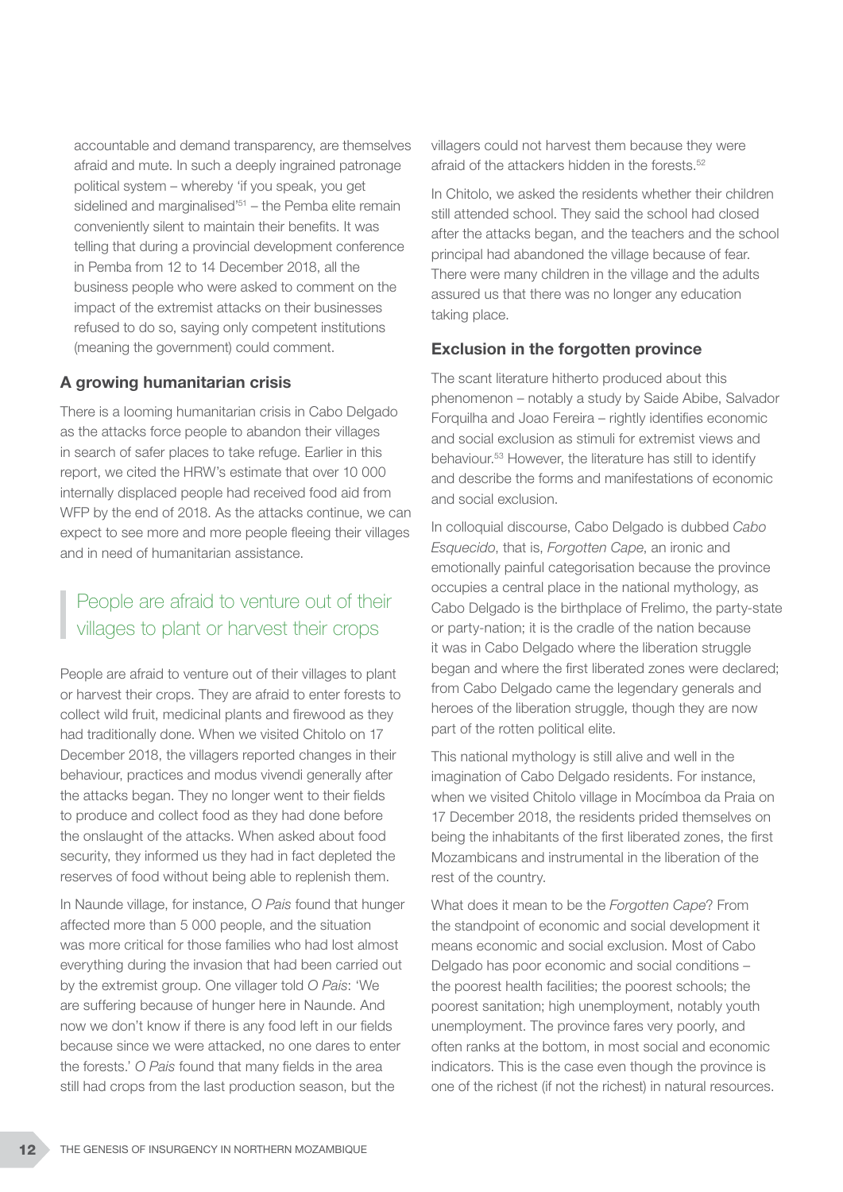accountable and demand transparency, are themselves afraid and mute. In such a deeply ingrained patronage political system – whereby 'if you speak, you get sidelined and marginalised'[51] – the Pemba elite remain conveniently silent to maintain their benefits. It was telling that during a provincial development conference in Pemba from 12 to 14 December 2018, all the business people who were asked to comment on the impact of the extremist attacks on their businesses refused to do so, saying only competent institutions (meaning the government) could comment.

### A growing humanitarian crisis

There is a looming humanitarian crisis in Cabo Delgado as the attacks force people to abandon their villages in search of safer places to take refuge. Earlier in this report, we cited the HRW's estimate that over 10 000 internally displaced people had received food aid from WFP by the end of 2018. As the attacks continue, we can expect to see more and more people fleeing their villages and in need of humanitarian assistance.

> People are afraid to venture out of their villages to plant or harvest their crops

People are afraid to venture out of their villages to plant or harvest their crops. They are afraid to enter forests to collect wild fruit, medicinal plants and firewood as they had traditionally done. When we visited Chitolo on 17 December 2018, the villagers reported changes in their behaviour, practices and modus vivendi generally after the attacks began. They no longer went to their fields to produce and collect food as they had done before the onslaught of the attacks. When asked about food security, they informed us they had in fact depleted the reserves of food without being able to replenish them.

In Naunde village, for instance, *O Pais* found that hunger affected more than 5 000 people, and the situation was more critical for those families who had lost almost everything during the invasion that had been carried out by the extremist group. One villager told *O Pais*: 'We are suffering because of hunger here in Naunde. And now we don't know if there is any food left in our fields because since we were attacked, no one dares to enter the forests.' *O Pais* found that many fields in the area still had crops from the last production season, but the villagers could not harvest them because they were afraid of the attackers hidden in the forests.[52]

In Chitolo, we asked the residents whether their children still attended school. They said the school had closed after the attacks began, and the teachers and the school principal had abandoned the village because of fear. There were many children in the village and the adults assured us that there was no longer any education taking place.

### Exclusion in the forgotten province

The scant literature hitherto produced about this phenomenon – notably a study by Saide Abibe, Salvador Forquilha and Joao Fereira – rightly identifies economic and social exclusion as stimuli for extremist views and behaviour.[53] However, the literature has still to identify and describe the forms and manifestations of economic and social exclusion.

In colloquial discourse, Cabo Delgado is dubbed *Cabo Esquecido*, that is, *Forgotten Cape*, an ironic and emotionally painful categorisation because the province occupies a central place in the national mythology, as Cabo Delgado is the birthplace of Frelimo, the party-state or party-nation; it is the cradle of the nation because it was in Cabo Delgado where the liberation struggle began and where the first liberated zones were declared; from Cabo Delgado came the legendary generals and heroes of the liberation struggle, though they are now part of the rotten political elite.

This national mythology is still alive and well in the imagination of Cabo Delgado residents. For instance, when we visited Chitolo village in Mocímboa da Praia on 17 December 2018, the residents prided themselves on being the inhabitants of the first liberated zones, the first Mozambicans and instrumental in the liberation of the rest of the country.

What does it mean to be the *Forgotten Cape*? From the standpoint of economic and social development it means economic and social exclusion. Most of Cabo Delgado has poor economic and social conditions – the poorest health facilities; the poorest schools; the poorest sanitation; high unemployment, notably youth unemployment. The province fares very poorly, and often ranks at the bottom, in most social and economic indicators. This is the case even though the province is one of the richest (if not the richest) in natural resources.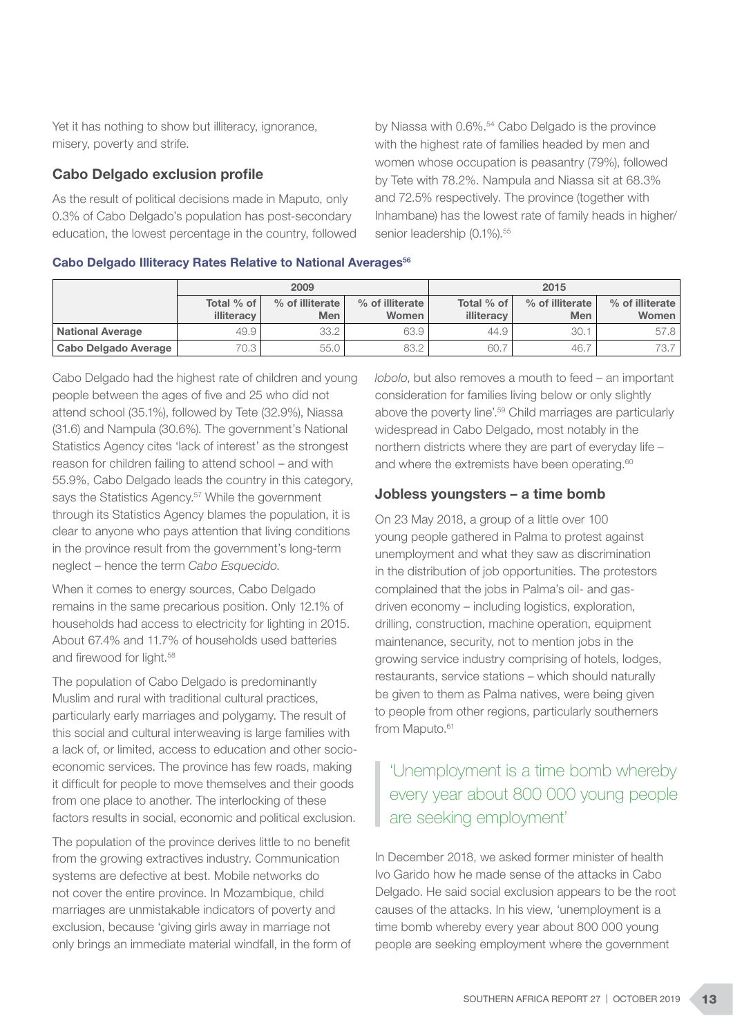Yet it has nothing to show but illiteracy, ignorance, misery, poverty and strife.

### Cabo Delgado exclusion profile

As the result of political decisions made in Maputo, only 0.3% of Cabo Delgado's population has post-secondary education, the lowest percentage in the country, followed by Niassa with 0.6%.[54] Cabo Delgado is the province with the highest rate of families headed by men and women whose occupation is peasantry (79%), followed by Tete with 78.2%. Nampula and Niassa sit at 68.3% and 72.5% respectively. The province (together with Inhambane) has the lowest rate of family heads in higher/senior leadership (0.1%).[55]

**Cabo Delgado Illiteracy Rates Relative to National Averages[56]**

| | 2009 | | | 2015 | | |
|---|---|---|---|---|---|---|
| | Total % of illiteracy | % of illiterate Men | % of illiterate Women | Total % of illiteracy | % of illiterate Men | % of illiterate Women |
| **National Average** | 49.9 | 33.2 | 63.9 | 44.9 | 30.1 | 57.8 |
| **Cabo Delgado Average** | 70.3 | 55.0 | 83.2 | 60.7 | 46.7 | 73.7 |

Cabo Delgado had the highest rate of children and young people between the ages of five and 25 who did not attend school (35.1%), followed by Tete (32.9%), Niassa (31.6) and Nampula (30.6%). The government's National Statistics Agency cites 'lack of interest' as the strongest reason for children failing to attend school – and with 55.9%, Cabo Delgado leads the country in this category, says the Statistics Agency.[57] While the government through its Statistics Agency blames the population, it is clear to anyone who pays attention that living conditions in the province result from the government's long-term neglect – hence the term *Cabo Esquecido*.

When it comes to energy sources, Cabo Delgado remains in the same precarious position. Only 12.1% of households had access to electricity for lighting in 2015. About 67.4% and 11.7% of households used batteries and firewood for light.[58]

The population of Cabo Delgado is predominantly Muslim and rural with traditional cultural practices, particularly early marriages and polygamy. The result of this social and cultural interweaving is large families with a lack of, or limited, access to education and other socio-economic services. The province has few roads, making it difficult for people to move themselves and their goods from one place to another. The interlocking of these factors results in social, economic and political exclusion.

The population of the province derives little to no benefit from the growing extractives industry. Communication systems are defective at best. Mobile networks do not cover the entire province. In Mozambique, child marriages are unmistakable indicators of poverty and exclusion, because 'giving girls away in marriage not only brings an immediate material windfall, in the form of *lobolo*, but also removes a mouth to feed – an important consideration for families living below or only slightly above the poverty line'.[59] Child marriages are particularly widespread in Cabo Delgado, most notably in the northern districts where they are part of everyday life – and where the extremists have been operating.[60]

### Jobless youngsters – a time bomb

On 23 May 2018, a group of a little over 100 young people gathered in Palma to protest against unemployment and what they saw as discrimination in the distribution of job opportunities. The protestors complained that the jobs in Palma's oil- and gas-driven economy – including logistics, exploration, drilling, construction, machine operation, equipment maintenance, security, not to mention jobs in the growing service industry comprising of hotels, lodges, restaurants, service stations – which should naturally be given to them as Palma natives, were being given to people from other regions, particularly southerners from Maputo.[61]

> 'Unemployment is a time bomb whereby every year about 800 000 young people are seeking employment'

In December 2018, we asked former minister of health Ivo Garido how he made sense of the attacks in Cabo Delgado. He said social exclusion appears to be the root causes of the attacks. In his view, 'unemployment is a time bomb whereby every year about 800 000 young people are seeking employment where the government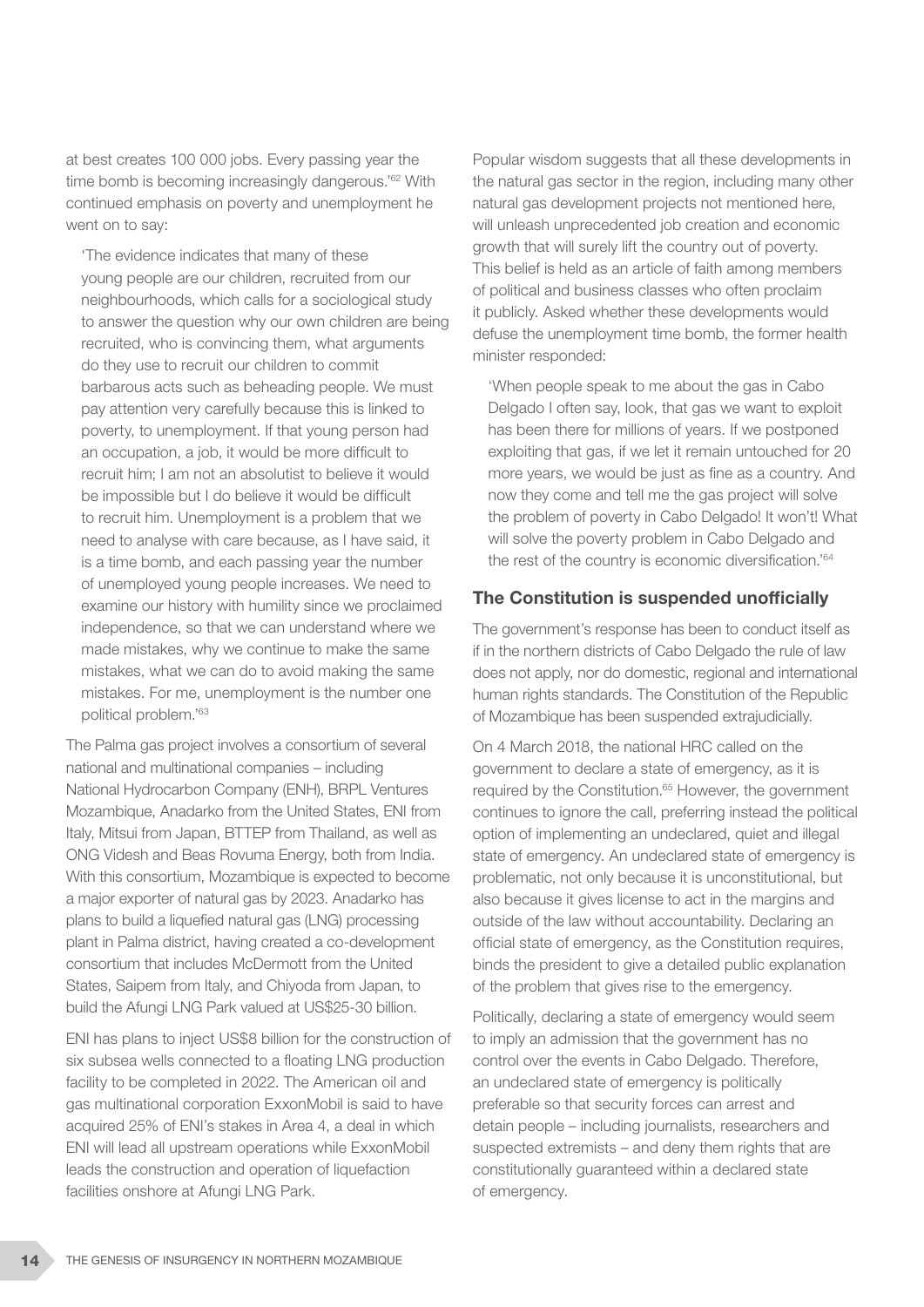at best creates 100 000 jobs. Every passing year the time bomb is becoming increasingly dangerous.'[62] With continued emphasis on poverty and unemployment he went on to say:

> 'The evidence indicates that many of these young people are our children, recruited from our neighbourhoods, which calls for a sociological study to answer the question why our own children are being recruited, who is convincing them, what arguments do they use to recruit our children to commit barbarous acts such as beheading people. We must pay attention very carefully because this is linked to poverty, to unemployment. If that young person had an occupation, a job, it would be more difficult to recruit him; I am not an absolutist to believe it would be impossible but I do believe it would be difficult to recruit him. Unemployment is a problem that we need to analyse with care because, as I have said, it is a time bomb, and each passing year the number of unemployed young people increases. We need to examine our history with humility since we proclaimed independence, so that we can understand where we made mistakes, why we continue to make the same mistakes, what we can do to avoid making the same mistakes. For me, unemployment is the number one political problem.'[63]

The Palma gas project involves a consortium of several national and multinational companies – including National Hydrocarbon Company (ENH), BRPL Ventures Mozambique, Anadarko from the United States, ENI from Italy, Mitsui from Japan, BTTEP from Thailand, as well as ONG Videsh and Beas Rovuma Energy, both from India. With this consortium, Mozambique is expected to become a major exporter of natural gas by 2023. Anadarko has plans to build a liquefied natural gas (LNG) processing plant in Palma district, having created a co-development consortium that includes McDermott from the United States, Saipem from Italy, and Chiyoda from Japan, to build the Afungi LNG Park valued at US$25-30 billion.

ENI has plans to inject US$8 billion for the construction of six subsea wells connected to a floating LNG production facility to be completed in 2022. The American oil and gas multinational corporation ExxonMobil is said to have acquired 25% of ENI's stakes in Area 4, a deal in which ENI will lead all upstream operations while ExxonMobil leads the construction and operation of liquefaction facilities onshore at Afungi LNG Park.

Popular wisdom suggests that all these developments in the natural gas sector in the region, including many other natural gas development projects not mentioned here, will unleash unprecedented job creation and economic growth that will surely lift the country out of poverty. This belief is held as an article of faith among members of political and business classes who often proclaim it publicly. Asked whether these developments would defuse the unemployment time bomb, the former health minister responded:

> 'When people speak to me about the gas in Cabo Delgado I often say, look, that gas we want to exploit has been there for millions of years. If we postponed exploiting that gas, if we let it remain untouched for 20 more years, we would be just as fine as a country. And now they come and tell me the gas project will solve the problem of poverty in Cabo Delgado! It won't! What will solve the poverty problem in Cabo Delgado and the rest of the country is economic diversification.'[64]

## The Constitution is suspended unofficially

The government's response has been to conduct itself as if in the northern districts of Cabo Delgado the rule of law does not apply, nor do domestic, regional and international human rights standards. The Constitution of the Republic of Mozambique has been suspended extrajudicially.

On 4 March 2018, the national HRC called on the government to declare a state of emergency, as it is required by the Constitution.[65] However, the government continues to ignore the call, preferring instead the political option of implementing an undeclared, quiet and illegal state of emergency. An undeclared state of emergency is problematic, not only because it is unconstitutional, but also because it gives license to act in the margins and outside of the law without accountability. Declaring an official state of emergency, as the Constitution requires, binds the president to give a detailed public explanation of the problem that gives rise to the emergency.

Politically, declaring a state of emergency would seem to imply an admission that the government has no control over the events in Cabo Delgado. Therefore, an undeclared state of emergency is politically preferable so that security forces can arrest and detain people – including journalists, researchers and suspected extremists – and deny them rights that are constitutionally guaranteed within a declared state of emergency.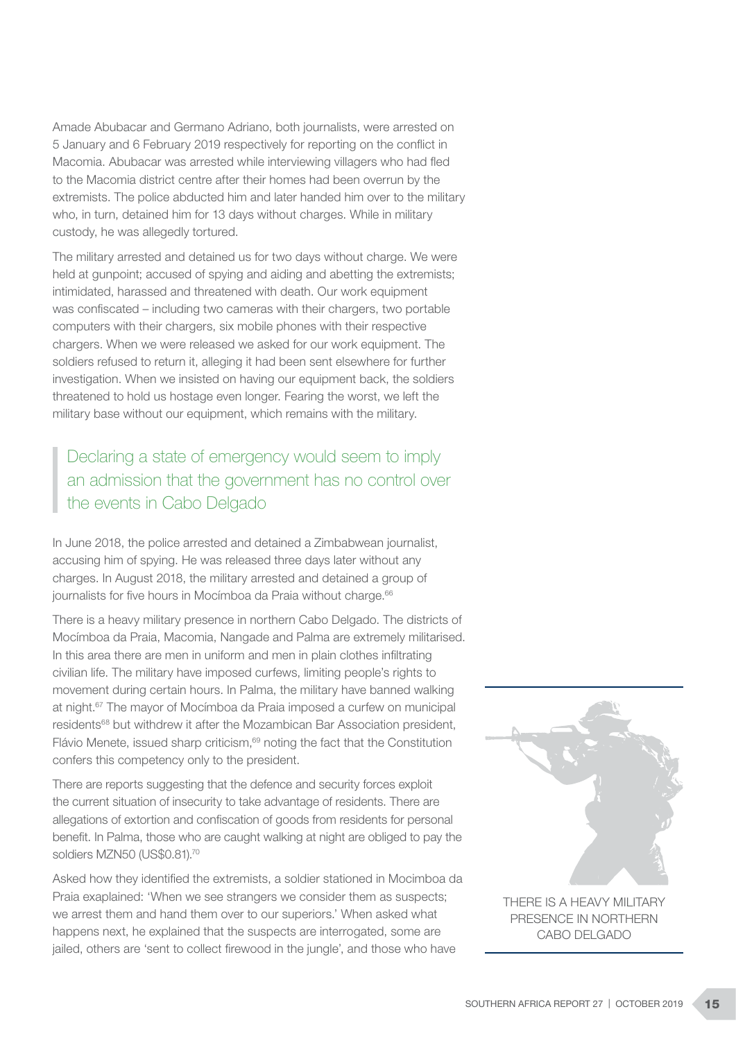Amade Abubacar and Germano Adriano, both journalists, were arrested on 5 January and 6 February 2019 respectively for reporting on the conflict in Macomia. Abubacar was arrested while interviewing villagers who had fled to the Macomia district centre after their homes had been overrun by the extremists. The police abducted him and later handed him over to the military who, in turn, detained him for 13 days without charges. While in military custody, he was allegedly tortured.

The military arrested and detained us for two days without charge. We were held at gunpoint; accused of spying and aiding and abetting the extremists; intimidated, harassed and threatened with death. Our work equipment was confiscated – including two cameras with their chargers, two portable computers with their chargers, six mobile phones with their respective chargers. When we were released we asked for our work equipment. The soldiers refused to return it, alleging it had been sent elsewhere for further investigation. When we insisted on having our equipment back, the soldiers threatened to hold us hostage even longer. Fearing the worst, we left the military base without our equipment, which remains with the military.

> Declaring a state of emergency would seem to imply an admission that the government has no control over the events in Cabo Delgado

In June 2018, the police arrested and detained a Zimbabwean journalist, accusing him of spying. He was released three days later without any charges. In August 2018, the military arrested and detained a group of journalists for five hours in Mocímboa da Praia without charge.[66]

There is a heavy military presence in northern Cabo Delgado. The districts of Mocímboa da Praia, Macomia, Nangade and Palma are extremely militarised. In this area there are men in uniform and men in plain clothes infiltrating civilian life. The military have imposed curfews, limiting people's rights to movement during certain hours. In Palma, the military have banned walking at night.[67] The mayor of Mocímboa da Praia imposed a curfew on municipal residents[68] but withdrew it after the Mozambican Bar Association president, Flávio Menete, issued sharp criticism,[69] noting the fact that the Constitution confers this competency only to the president.

There are reports suggesting that the defence and security forces exploit the current situation of insecurity to take advantage of residents. There are allegations of extortion and confiscation of goods from residents for personal benefit. In Palma, those who are caught walking at night are obliged to pay the soldiers MZN50 (US$0.81).[70]

Asked how they identified the extremists, a soldier stationed in Mocimboa da Praia exaplained: 'When we see strangers we consider them as suspects; we arrest them and hand them over to our superiors.' When asked what happens next, he explained that the suspects are interrogated, some are jailed, others are 'sent to collect firewood in the jungle', and those who have

THERE IS A HEAVY MILITARY PRESENCE IN NORTHERN CABO DELGADO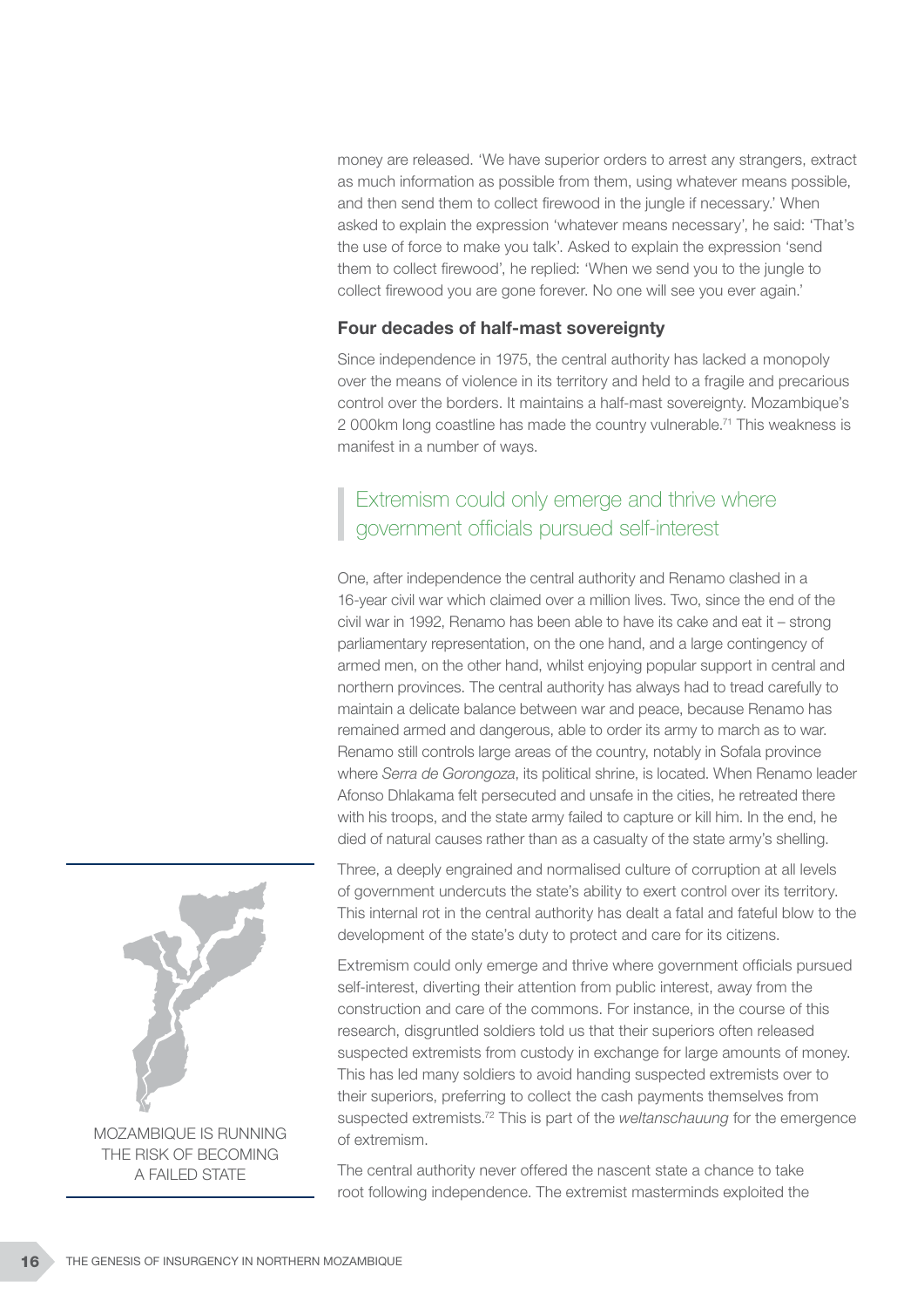money are released. 'We have superior orders to arrest any strangers, extract as much information as possible from them, using whatever means possible, and then send them to collect firewood in the jungle if necessary.' When asked to explain the expression 'whatever means necessary', he said: 'That's the use of force to make you talk'. Asked to explain the expression 'send them to collect firewood', he replied: 'When we send you to the jungle to collect firewood you are gone forever. No one will see you ever again.'

### Four decades of half-mast sovereignty

Since independence in 1975, the central authority has lacked a monopoly over the means of violence in its territory and held to a fragile and precarious control over the borders. It maintains a half-mast sovereignty. Mozambique's 2 000km long coastline has made the country vulnerable.[71] This weakness is manifest in a number of ways.

> Extremism could only emerge and thrive where government officials pursued self-interest

One, after independence the central authority and Renamo clashed in a 16-year civil war which claimed over a million lives. Two, since the end of the civil war in 1992, Renamo has been able to have its cake and eat it – strong parliamentary representation, on the one hand, and a large contingency of armed men, on the other hand, whilst enjoying popular support in central and northern provinces. The central authority has always had to tread carefully to maintain a delicate balance between war and peace, because Renamo has remained armed and dangerous, able to order its army to march as to war. Renamo still controls large areas of the country, notably in Sofala province where *Serra de Gorongoza*, its political shrine, is located. When Renamo leader Afonso Dhlakama felt persecuted and unsafe in the cities, he retreated there with his troops, and the state army failed to capture or kill him. In the end, he died of natural causes rather than as a casualty of the state army's shelling.

Three, a deeply engrained and normalised culture of corruption at all levels of government undercuts the state's ability to exert control over its territory. This internal rot in the central authority has dealt a fatal and fateful blow to the development of the state's duty to protect and care for its citizens.

Extremism could only emerge and thrive where government officials pursued self-interest, diverting their attention from public interest, away from the construction and care of the commons. For instance, in the course of this research, disgruntled soldiers told us that their superiors often released suspected extremists from custody in exchange for large amounts of money. This has led many soldiers to avoid handing suspected extremists over to their superiors, preferring to collect the cash payments themselves from suspected extremists.[72] This is part of the *weltanschauung* for the emergence of extremism.

MOZAMBIQUE IS RUNNING THE RISK OF BECOMING A FAILED STATE

The central authority never offered the nascent state a chance to take root following independence. The extremist masterminds exploited the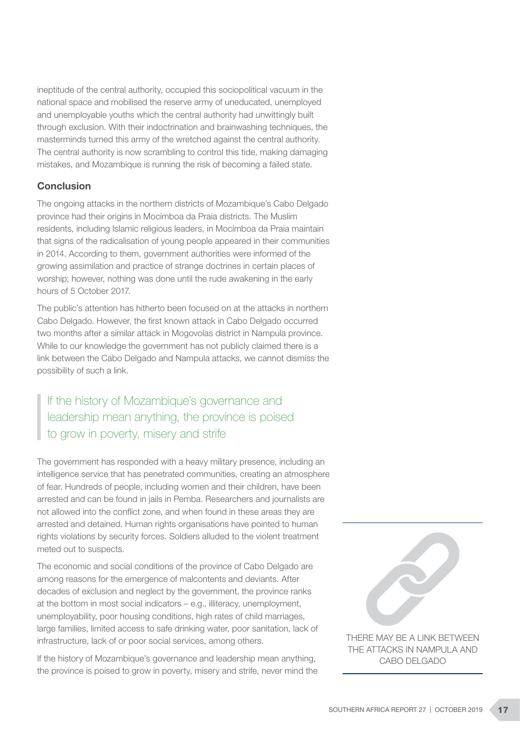ineptitude of the central authority, occupied this sociopolitical vacuum in the national space and mobilised the reserve army of uneducated, unemployed and unemployable youths which the central authority had unwittingly built through exclusion. With their indoctrination and brainwashing techniques, the masterminds turned this army of the wretched against the central authority. The central authority is now scrambling to control this tide, making damaging mistakes, and Mozambique is running the risk of becoming a failed state.

## Conclusion

The ongoing attacks in the northern districts of Mozambique's Cabo Delgado province had their origins in Mocímboa da Praia districts. The Muslim residents, including Islamic religious leaders, in Mocímboa da Praia maintain that signs of the radicalisation of young people appeared in their communities in 2014. According to them, government authorities were informed of the growing assimilation and practice of strange doctrines in certain places of worship; however, nothing was done until the rude awakening in the early hours of 5 October 2017.

The public's attention has hitherto been focused on at the attacks in northern Cabo Delgado. However, the first known attack in Cabo Delgado occurred two months after a similar attack in Mogovolas district in Nampula province. While to our knowledge the government has not publicly claimed there is a link between the Cabo Delgado and Nampula attacks, we cannot dismiss the possibility of such a link.

> If the history of Mozambique's governance and leadership mean anything, the province is poised to grow in poverty, misery and strife

The government has responded with a heavy military presence, including an intelligence service that has penetrated communities, creating an atmosphere of fear. Hundreds of people, including women and their children, have been arrested and can be found in jails in Pemba. Researchers and journalists are not allowed into the conflict zone, and when found in these areas they are arrested and detained. Human rights organisations have pointed to human rights violations by security forces. Soldiers alluded to the violent treatment meted out to suspects.

The economic and social conditions of the province of Cabo Delgado are among reasons for the emergence of malcontents and deviants. After decades of exclusion and neglect by the government, the province ranks at the bottom in most social indicators – e.g., illiteracy, unemployment, unemployability, poor housing conditions, high rates of child marriages, large families, limited access to safe drinking water, poor sanitation, lack of infrastructure, lack of or poor social services, among others.

If the history of Mozambique's governance and leadership mean anything, the province is poised to grow in poverty, misery and strife, never mind the

THERE MAY BE A LINK BETWEEN THE ATTACKS IN NAMPULA AND CABO DELGADO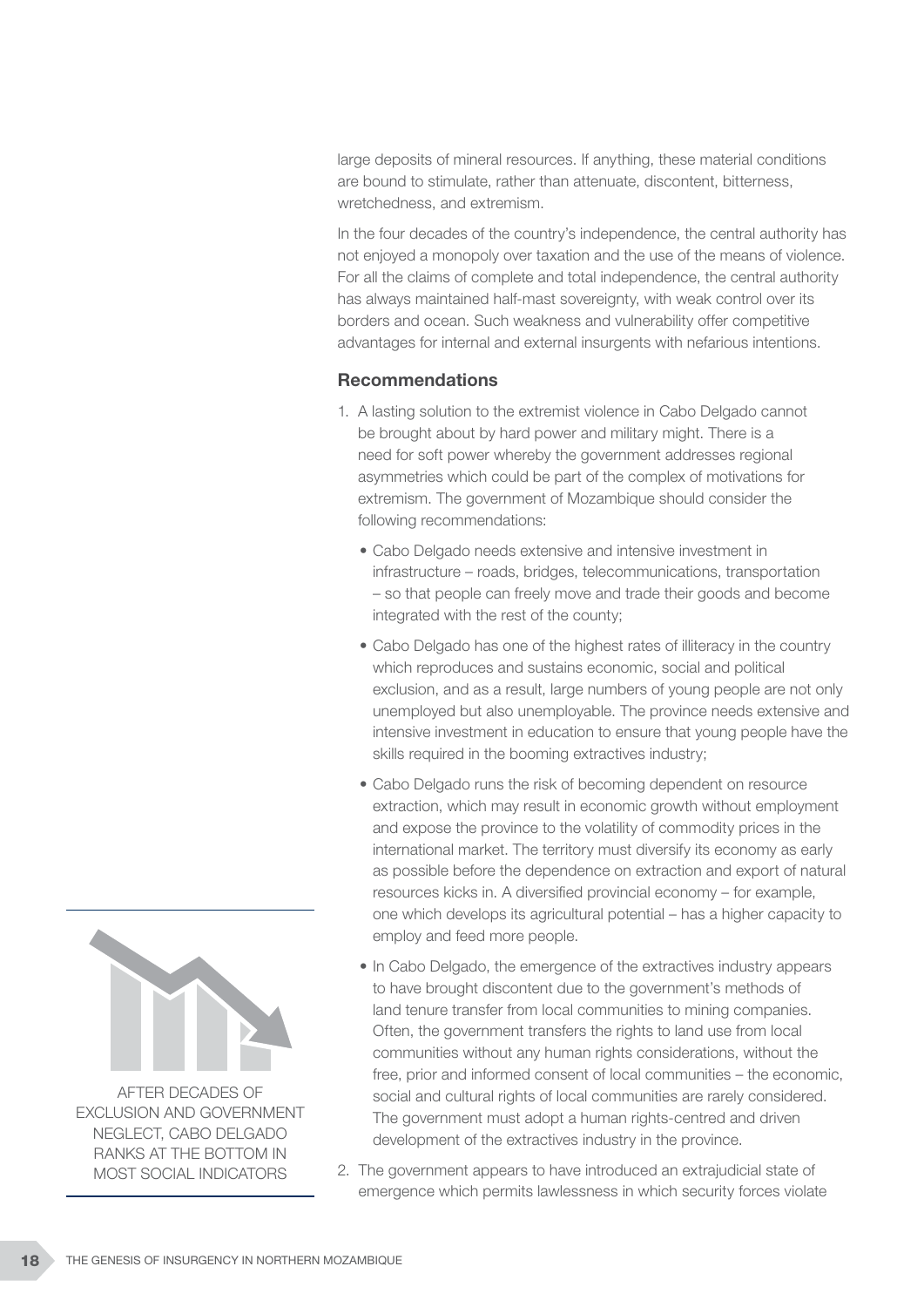large deposits of mineral resources. If anything, these material conditions are bound to stimulate, rather than attenuate, discontent, bitterness, wretchedness, and extremism.

In the four decades of the country's independence, the central authority has not enjoyed a monopoly over taxation and the use of the means of violence. For all the claims of complete and total independence, the central authority has always maintained half-mast sovereignty, with weak control over its borders and ocean. Such weakness and vulnerability offer competitive advantages for internal and external insurgents with nefarious intentions.

### Recommendations

1. A lasting solution to the extremist violence in Cabo Delgado cannot be brought about by hard power and military might. There is a need for soft power whereby the government addresses regional asymmetries which could be part of the complex of motivations for extremism. The government of Mozambique should consider the following recommendations:
   - Cabo Delgado needs extensive and intensive investment in infrastructure – roads, bridges, telecommunications, transportation – so that people can freely move and trade their goods and become integrated with the rest of the county;
   - Cabo Delgado has one of the highest rates of illiteracy in the country which reproduces and sustains economic, social and political exclusion, and as a result, large numbers of young people are not only unemployed but also unemployable. The province needs extensive and intensive investment in education to ensure that young people have the skills required in the booming extractives industry;
   - Cabo Delgado runs the risk of becoming dependent on resource extraction, which may result in economic growth without employment and expose the province to the volatility of commodity prices in the international market. The territory must diversify its economy as early as possible before the dependence on extraction and export of natural resources kicks in. A diversified provincial economy – for example, one which develops its agricultural potential – has a higher capacity to employ and feed more people.
   - In Cabo Delgado, the emergence of the extractives industry appears to have brought discontent due to the government's methods of land tenure transfer from local communities to mining companies. Often, the government transfers the rights to land use from local communities without any human rights considerations, without the free, prior and informed consent of local communities – the economic, social and cultural rights of local communities are rarely considered. The government must adopt a human rights-centred and driven development of the extractives industry in the province.
2. The government appears to have introduced an extrajudicial state of emergence which permits lawlessness in which security forces violate

AFTER DECADES OF EXCLUSION AND GOVERNMENT NEGLECT, CABO DELGADO RANKS AT THE BOTTOM IN MOST SOCIAL INDICATORS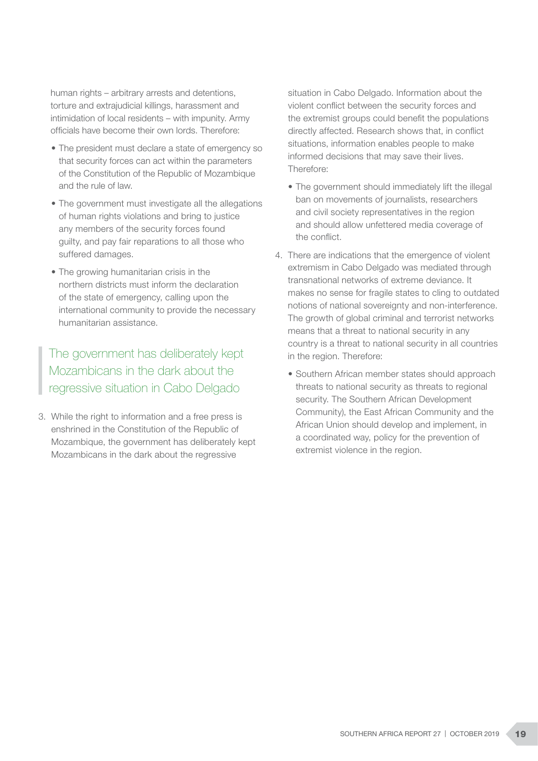human rights – arbitrary arrests and detentions, torture and extrajudicial killings, harassment and intimidation of local residents – with impunity. Army officials have become their own lords. Therefore:

- The president must declare a state of emergency so that security forces can act within the parameters of the Constitution of the Republic of Mozambique and the rule of law.
- The government must investigate all the allegations of human rights violations and bring to justice any members of the security forces found guilty, and pay fair reparations to all those who suffered damages.
- The growing humanitarian crisis in the northern districts must inform the declaration of the state of emergency, calling upon the international community to provide the necessary humanitarian assistance.

> The government has deliberately kept Mozambicans in the dark about the regressive situation in Cabo Delgado

3. While the right to information and a free press is enshrined in the Constitution of the Republic of Mozambique, the government has deliberately kept Mozambicans in the dark about the regressive situation in Cabo Delgado. Information about the violent conflict between the security forces and the extremist groups could benefit the populations directly affected. Research shows that, in conflict situations, information enables people to make informed decisions that may save their lives. Therefore:

   - The government should immediately lift the illegal ban on movements of journalists, researchers and civil society representatives in the region and should allow unfettered media coverage of the conflict.

4. There are indications that the emergence of violent extremism in Cabo Delgado was mediated through transnational networks of extreme deviance. It makes no sense for fragile states to cling to outdated notions of national sovereignty and non-interference. The growth of global criminal and terrorist networks means that a threat to national security in any country is a threat to national security in all countries in the region. Therefore:

   - Southern African member states should approach threats to national security as threats to regional security. The Southern African Development Community), the East African Community and the African Union should develop and implement, in a coordinated way, policy for the prevention of extremist violence in the region.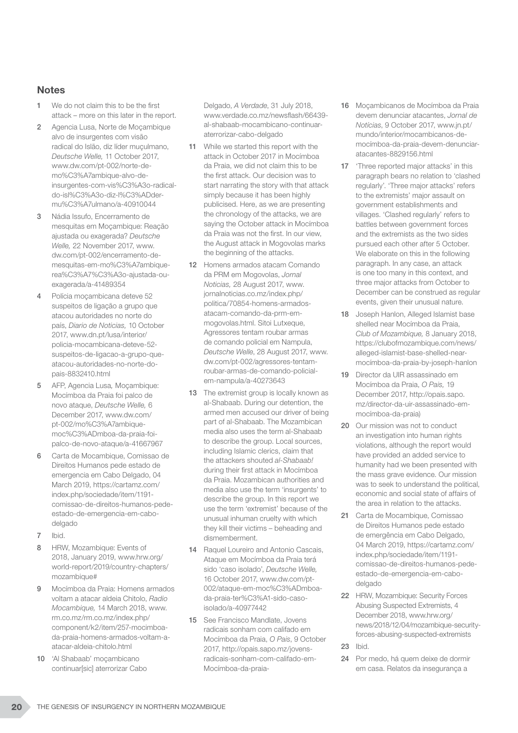## Notes

1. We do not claim this to be the first attack – more on this later in the report.
2. Agencia Lusa, Norte de Moçambique alvo de insurgentes com visão radical do Islão, diz líder muçulmano, *Deutsche Welle,* 11 October 2017, www.dw.com/pt-002/norte-de-mo%C3%A7ambique-alvo-de-insurgentes-com-vis%C3%A3o-radical-do-isl%C3%A3o-diz-l%C3%ADder-mu%C3%A7ulmano/a-40910044
3. Nádia Issufo, Encerramento de mesquitas em Moçambique: Reação ajustada ou exagerada? *Deutsche Welle,* 22 November 2017, www.dw.com/pt-002/encerramento-de-mesquitas-em-mo%C3%A7ambique-rea%C3%A7%C3%A3o-ajustada-ou-exagerada/a-41489354
4. Polícia moçambicana deteve 52 suspeitos de ligação a grupo que atacou autoridades no norte do país, *Diario de Noticias,* 10 October 2017, www.dn.pt/lusa/interior/policia-mocambicana-deteve-52-suspeitos-de-ligacao-a-grupo-que-atacou-autoridades-no-norte-do-pais-8832410.html
5. AFP, Agencia Lusa*,* Moçambique: Mocímboa da Praia foi palco de novo ataque, *Deutsche Welle,* 6 December 2017, www.dw.com/pt-002/mo%C3%A7ambique-moc%C3%ADmboa-da-praia-foi-palco-de-novo-ataque/a-41667967
6. Carta de Mocambique, Comissao de Direitos Humanos pede estado de emergencia em Cabo Delgado, 04 March 2019, https://cartamz.com/index.php/sociedade/item/1191-comissao-de-direitos-humanos-pede-estado-de-emergencia-em-cabo-delgado
7. Ibid.
8. HRW, Mozambique: Events of 2018, January 2019, www.hrw.org/world-report/2019/country-chapters/mozambique#
9. Mocímboa da Praia: Homens armados voltam a atacar aldeia Chitolo, *Radio Mocambique,* 14 March 2018, www.rm.co.mz/rm.co.mz/index.php/component/k2/item/257-mocimboa-da-praia-homens-armados-voltam-a-atacar-aldeia-chitolo.html
10. 'Al Shabaab' moçambicano continuar[sic] aterrorizar Cabo Delgado, *A Verdade,* 31 July 2018, www.verdade.co.mz/newsflash/66439-al-shabaab-mocambicano-continuar-aterrorizar-cabo-delgado
11. While we started this report with the attack in October 2017 in Mocímboa da Praia, we did not claim this to be the first attack. Our decision was to start narrating the story with that attack simply because it has been highly publicised. Here, as we are presenting the chronology of the attacks, we are saying the October attack in Mocímboa da Praia was not the first. In our view, the August attack in Mogovolas marks the beginning of the attacks.
12. Homens armados atacam Comando da PRM em Mogovolas, *Jornal Noticias,* 28 August 2017, www.jornalnoticias.co.mz/index.php/politica/70854-homens-armados-atacam-comando-da-prm-em-mogovolas.html. Sitoi Lutxeque, Agressores tentam roubar armas de comando policial em Nampula, *Deutsche Welle*, 28 August 2017, www.dw.com/pt-002/agressores-tentam-roubar-armas-de-comando-policial-em-nampula/a-40273643
13. The extremist group is locally known as al-Shabaab. During our detention, the armed men accused our driver of being part of al-Shabaab. The Mozambican media also uses the term al-Shabaab to describe the group. Local sources, including Islamic clerics, claim that the attackers shouted *al-Shabaab!* during their first attack in Mocímboa da Praia. Mozambican authorities and media also use the term 'insurgents' to describe the group. In this report we use the term 'extremist' because of the unusual inhuman cruelty with which they kill their victims – beheading and dismemberment.
14. Raquel Loureiro and Antonio Cascais, Ataque em Mocímboa da Praia terá sido 'caso isolado', *Deutsche Welle,* 16 October 2017, www.dw.com/pt-002/ataque-em-moc%C3%ADmboa-da-praia-ter%C3%A1-sido-caso-isolado/a-40977442
15. See Francisco Mandlate, Jovens radicais sonham com califado em Mocímboa da Praia, *O Pais*, 9 October 2017, http://opais.sapo.mz/jovens-radicais-sonham-com-califado-em-Mocímboa-da-praia-
16. Moçambicanos de Mocímboa da Praia devem denunciar atacantes, *Jornal de Notícias*, 9 October 2017, www.jn.pt/mundo/interior/mocambicanos-de-mocímboa-da-praia-devem-denunciar-atacantes-8829156.html
17. 'Three reported major attacks' in this paragraph bears no relation to 'clashed regularly'. 'Three major attacks' refers to the extremists' major assault on government establishments and villages. 'Clashed regularly' refers to battles between government forces and the extremists as the two sides pursued each other after 5 October. We elaborate on this in the following paragraph. In any case, an attack is one too many in this context, and three major attacks from October to December can be construed as regular events, given their unusual nature.
18. Joseph Hanlon, Alleged Islamist base shelled near Mocímboa da Praia, *Club of Mozambique,* 8 January 2018, https://clubofmozambique.com/news/alleged-islamist-base-shelled-near-mocímboa-da-praia-by-joseph-hanlon
19. Director da UIR assassinado em Mocímboa da Praia, *O Pais,* 19 December 2017, http://opais.sapo.mz/director-da-uir-assassinado-em-mocímboa-da-praia)
20. Our mission was not to conduct an investigation into human rights violations, although the report would have provided an added service to humanity had we been presented with the mass grave evidence. Our mission was to seek to understand the political, economic and social state of affairs of the area in relation to the attacks.
21. Carta de Mocambique, Comissao de Direitos Humanos pede estado de emergência em Cabo Delgado, 04 March 2019, https://cartamz.com/index.php/sociedade/item/1191-comissao-de-direitos-humanos-pede-estado-de-emergencia-em-cabo-delgado
22. HRW, Mozambique: Security Forces Abusing Suspected Extremists, 4 December 2018, www.hrw.org/news/2018/12/04/mozambique-security-forces-abusing-suspected-extremists
23. Ibid.
24. Por medo, há quem deixe de dormir em casa. Relatos da insegurança a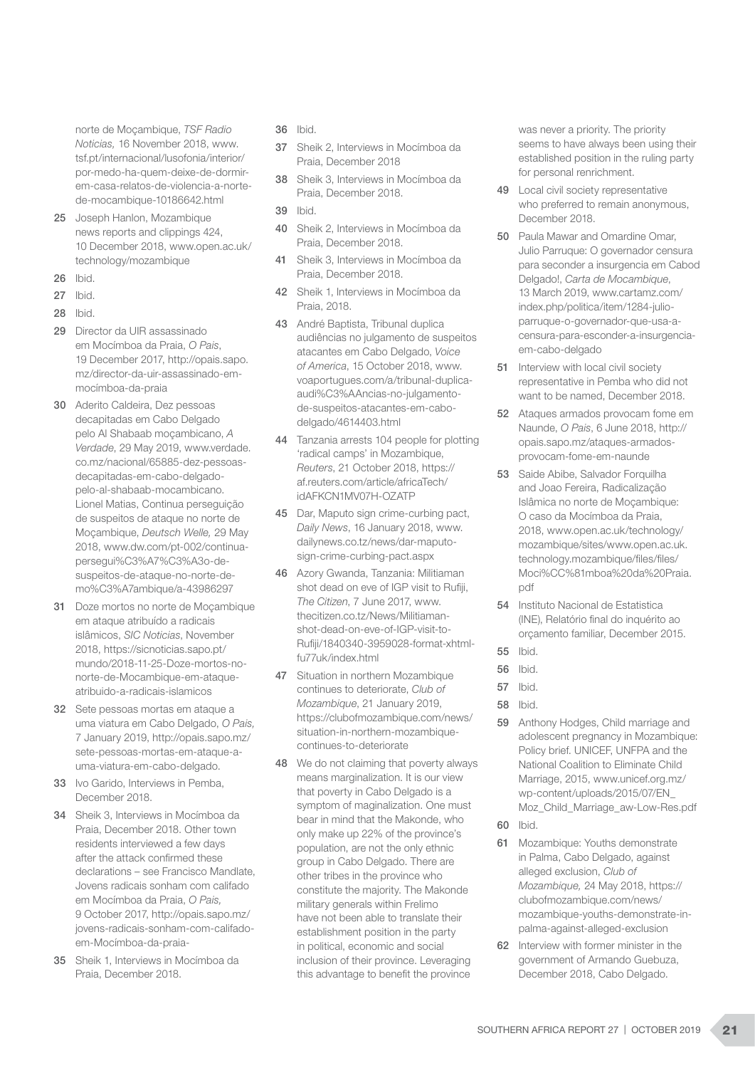norte de Moçambique, *TSF Radio Noticias,* 16 November 2018, www.tsf.pt/internacional/lusofonia/interior/por-medo-ha-quem-deixe-de-dormir-em-casa-relatos-de-violencia-a-norte-de-mocambique-10186642.html

25 Joseph Hanlon, Mozambique news reports and clippings 424, 10 December 2018, www.open.ac.uk/technology/mozambique

26 Ibid.

27 Ibid.

28 Ibid.

29 Director da UIR assassinado em Mocímboa da Praia, *O Pais*, 19 December 2017, http://opais.sapo.mz/director-da-uir-assassinado-em-mocímboa-da-praia

30 Aderito Caldeira, Dez pessoas decapitadas em Cabo Delgado pelo Al Shabaab moçambicano, *A Verdade*, 29 May 2019, www.verdade.co.mz/nacional/65885-dez-pessoas-decapitadas-em-cabo-delgado-pelo-al-shabaab-mocambicano. Lionel Matias, Continua perseguição de suspeitos de ataque no norte de Moçambique, *Deutsch Welle,* 29 May 2018, www.dw.com/pt-002/continua-persegui%C3%A7%C3%A3o-de-suspeitos-de-ataque-no-norte-de-mo%C3%A7ambique/a-43986297

31 Doze mortos no norte de Moçambique em ataque atribuído a radicais islâmicos, *SIC Noticias*, November 2018, https://sicnoticias.sapo.pt/mundo/2018-11-25-Doze-mortos-no-norte-de-Mocambique-em-ataque-atribuido-a-radicais-islamicos

32 Sete pessoas mortas em ataque a uma viatura em Cabo Delgado, *O Pais,* 7 January 2019, http://opais.sapo.mz/sete-pessoas-mortas-em-ataque-a-uma-viatura-em-cabo-delgado.

33 Ivo Garido, Interviews in Pemba, December 2018.

34 Sheik 3, Interviews in Mocímboa da Praia, December 2018. Other town residents interviewed a few days after the attack confirmed these declarations – see Francisco Mandlate, Jovens radicais sonham com califado em Mocímboa da Praia, *O Pais,* 9 October 2017, http://opais.sapo.mz/jovens-radicais-sonham-com-califado-em-Mocímboa-da-praia-

35 Sheik 1, Interviews in Mocímboa da Praia, December 2018.

36 Ibid.

37 Sheik 2, Interviews in Mocímboa da Praia, December 2018

38 Sheik 3, Interviews in Mocímboa da Praia, December 2018.

39 Ibid.

40 Sheik 2, Interviews in Mocímboa da Praia, December 2018.

41 Sheik 3, Interviews in Mocímboa da Praia, December 2018.

42 Sheik 1, Interviews in Mocímboa da Praia, 2018.

43 André Baptista, Tribunal duplica audiências no julgamento de suspeitos atacantes em Cabo Delgado, *Voice of America*, 15 October 2018, www.voaportugues.com/a/tribunal-duplica-audi%C3%AAncias-no-julgamento-de-suspeitos-atacantes-em-cabo-delgado/4614403.html

44 Tanzania arrests 104 people for plotting 'radical camps' in Mozambique, *Reuters*, 21 October 2018, https://af.reuters.com/article/africaTech/idAFKCN1MV07H-OZATP

45 Dar, Maputo sign crime-curbing pact, *Daily News*, 16 January 2018, www.dailynews.co.tz/news/dar-maputo-sign-crime-curbing-pact.aspx

46 Azory Gwanda, Tanzania: Militiaman shot dead on eve of IGP visit to Rufiji, *The Citizen*, 7 June 2017, www.thecitizen.co.tz/News/Militiaman-shot-dead-on-eve-of-IGP-visit-to-Rufiji/1840340-3959028-format-xhtml-fu77uk/index.html

47 Situation in northern Mozambique continues to deteriorate, *Club of Mozambique*, 21 January 2019, https://clubofmozambique.com/news/situation-in-northern-mozambique-continues-to-deteriorate

48 We do not claiming that poverty always means marginalization. It is our view that poverty in Cabo Delgado is a symptom of maginalization. One must bear in mind that the Makonde, who only make up 22% of the province's population, are not the only ethnic group in Cabo Delgado. There are other tribes in the province who constitute the majority. The Makonde military generals within Frelimo have not been able to translate their establishment position in the party in political, economic and social inclusion of their province. Leveraging this advantage to benefit the province was never a priority. The priority seems to have always been using their established position in the ruling party for personal renrichment.

49 Local civil society representative who preferred to remain anonymous, December 2018.

50 Paula Mawar and Omardine Omar, Julio Parruque: O governador censura para seconder a insurgencia em Cabod Delgado!, *Carta de Mocambique*, 13 March 2019, www.cartamz.com/index.php/politica/item/1284-julio-parruque-o-governador-que-usa-a-censura-para-esconder-a-insurgencia-em-cabo-delgado

51 Interview with local civil society representative in Pemba who did not want to be named, December 2018.

52 Ataques armados provocam fome em Naunde, *O Pais*, 6 June 2018, http://opais.sapo.mz/ataques-armados-provocam-fome-em-naunde

53 Saide Abibe, Salvador Forquilha and Joao Fereira, Radicalização Islâmica no norte de Moçambique: O caso da Mocímboa da Praia, 2018, www.open.ac.uk/technology/mozambique/sites/www.open.ac.uk.technology.mozambique/files/files/Moci%CC%81mboa%20da%20Praia.pdf

54 Instituto Nacional de Estatistica (INE), Relatório final do inquérito ao orçamento familiar, December 2015.

55 Ibid.

56 Ibid.

57 Ibid.

58 Ibid.

59 Anthony Hodges, Child marriage and adolescent pregnancy in Mozambique: Policy brief. UNICEF, UNFPA and the National Coalition to Eliminate Child Marriage, 2015, www.unicef.org.mz/wp-content/uploads/2015/07/EN_Moz_Child_Marriage_aw-Low-Res.pdf

60 Ibid.

61 Mozambique: Youths demonstrate in Palma, Cabo Delgado, against alleged exclusion, *Club of Mozambique,* 24 May 2018, https://clubofmozambique.com/news/mozambique-youths-demonstrate-in-palma-against-alleged-exclusion

62 Interview with former minister in the government of Armando Guebuza, December 2018, Cabo Delgado.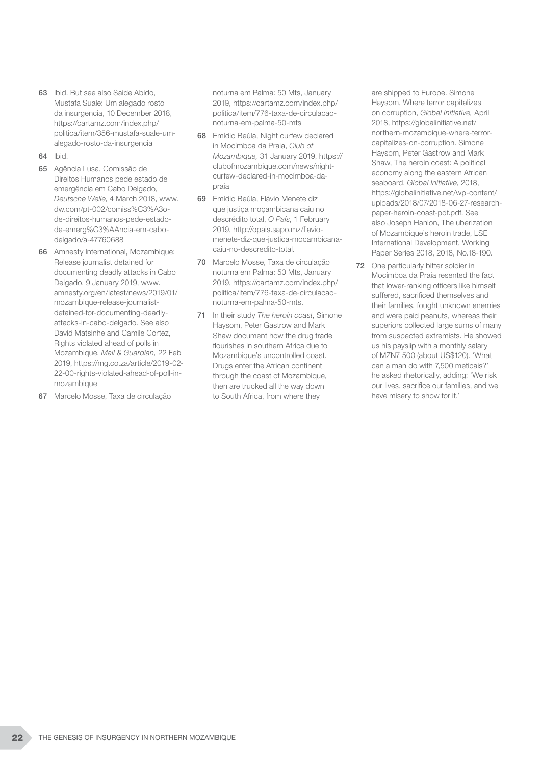63 Ibid. But see also Saide Abido, Mustafa Suale: Um alegado rosto da insurgencia, 10 December 2018, https://cartamz.com/index.php/politica/item/356-mustafa-suale-um-alegado-rosto-da-insurgencia

64 Ibid.

65 Agência Lusa, Comissão de Direitos Humanos pede estado de emergência em Cabo Delgado, *Deutsche Welle*, 4 March 2018, www.dw.com/pt-002/comiss%C3%A3o-de-direitos-humanos-pede-estado-de-emerg%C3%AAncia-em-cabo-delgado/a-47760688

66 Amnesty International, Mozambique: Release journalist detained for documenting deadly attacks in Cabo Delgado, 9 January 2019, www.amnesty.org/en/latest/news/2019/01/mozambique-release-journalist-detained-for-documenting-deadly-attacks-in-cabo-delgado. See also David Matsinhe and Camile Cortez, Rights violated ahead of polls in Mozambique, *Mail & Guardian,* 22 Feb 2019, https://mg.co.za/article/2019-02-22-00-rights-violated-ahead-of-poll-in-mozambique

67 Marcelo Mosse, Taxa de circulação noturna em Palma: 50 Mts, January 2019, https://cartamz.com/index.php/politica/item/776-taxa-de-circulacao-noturna-em-palma-50-mts

68 Emídio Beúla, Night curfew declared in Mocímboa da Praia, *Club of Mozambique,* 31 January 2019, https://clubofmozambique.com/news/night-curfew-declared-in-mocímboa-da-praia

69 Emídio Beúla, Flávio Menete diz que justiça moçambicana caiu no descrédito total, *O País*, 1 February 2019, http://opais.sapo.mz/flavio-menete-diz-que-justica-mocambicana-caiu-no-descredito-total.

70 Marcelo Mosse, Taxa de circulação noturna em Palma: 50 Mts, January 2019, https://cartamz.com/index.php/politica/item/776-taxa-de-circulacao-noturna-em-palma-50-mts.

71 In their study *The heroin coast*, Simone Haysom, Peter Gastrow and Mark Shaw document how the drug trade flourishes in southern Africa due to Mozambique's uncontrolled coast. Drugs enter the African continent through the coast of Mozambique, then are trucked all the way down to South Africa, from where they are shipped to Europe. Simone Haysom, Where terror capitalizes on corruption, *Global Initiative,* April 2018, https://globalinitiative.net/northern-mozambique-where-terror-capitalizes-on-corruption. Simone Haysom, Peter Gastrow and Mark Shaw, The heroin coast: A political economy along the eastern African seaboard, *Global Initiative,* 2018, https://globalinitiative.net/wp-content/uploads/2018/07/2018-06-27-research-paper-heroin-coast-pdf.pdf. See also Joseph Hanlon, The uberization of Mozambique's heroin trade, LSE International Development, Working Paper Series 2018, 2018, No.18-190.

72 One particularly bitter soldier in Mocímboa da Praia resented the fact that lower-ranking officers like himself suffered, sacrificed themselves and their families, fought unknown enemies and were paid peanuts, whereas their superiors collected large sums of many from suspected extremists. He showed us his payslip with a monthly salary of MZN7 500 (about US$120). 'What can a man do with 7,500 meticais?' he asked rhetorically, adding: 'We risk our lives, sacrifice our families, and we have misery to show for it.'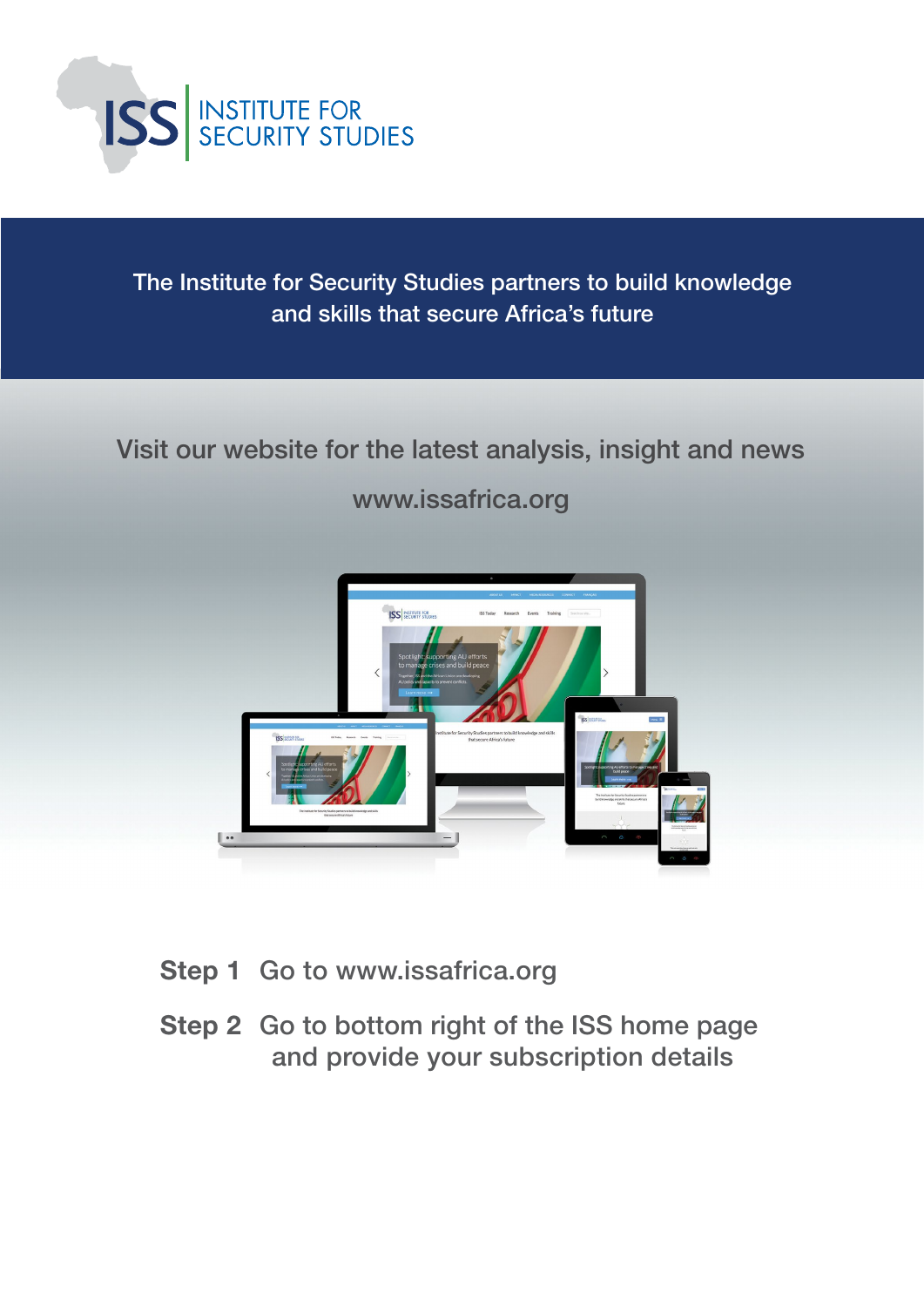ISS | INSTITUTE FOR SECURITY STUDIES

The Institute for Security Studies partners to build knowledge and skills that secure Africa's future

Visit our website for the latest analysis, insight and news

www.issafrica.org

**Step 1** Go to www.issafrica.org

**Step 2** Go to bottom right of the ISS home page and provide your subscription details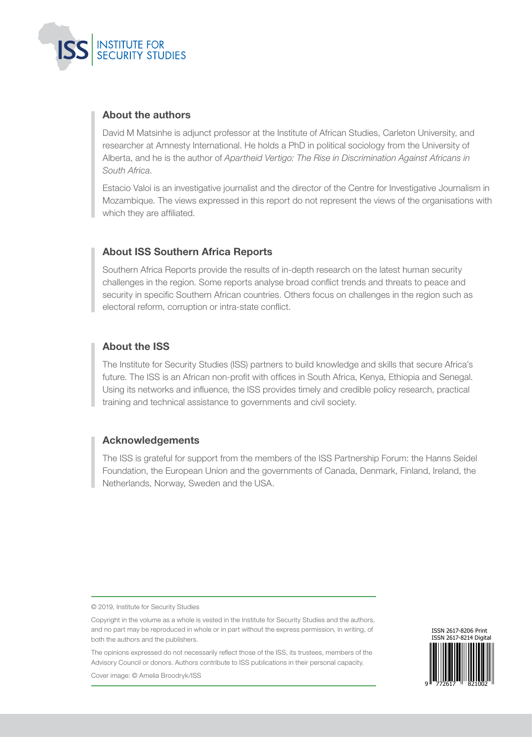## About the authors

David M Matsinhe is adjunct professor at the Institute of African Studies, Carleton University, and researcher at Amnesty International. He holds a PhD in political sociology from the University of Alberta, and he is the author of *Apartheid Vertigo: The Rise in Discrimination Against Africans in South Africa*.

Estacio Valoi is an investigative journalist and the director of the Centre for Investigative Journalism in Mozambique. The views expressed in this report do not represent the views of the organisations with which they are affiliated.

## About ISS Southern Africa Reports

Southern Africa Reports provide the results of in-depth research on the latest human security challenges in the region. Some reports analyse broad conflict trends and threats to peace and security in specific Southern African countries. Others focus on challenges in the region such as electoral reform, corruption or intra-state conflict.

## About the ISS

The Institute for Security Studies (ISS) partners to build knowledge and skills that secure Africa's future. The ISS is an African non-profit with offices in South Africa, Kenya, Ethiopia and Senegal. Using its networks and influence, the ISS provides timely and credible policy research, practical training and technical assistance to governments and civil society.

## Acknowledgements

The ISS is grateful for support from the members of the ISS Partnership Forum: the Hanns Seidel Foundation, the European Union and the governments of Canada, Denmark, Finland, Ireland, the Netherlands, Norway, Sweden and the USA.

© 2019, Institute for Security Studies

Copyright in the volume as a whole is vested in the Institute for Security Studies and the authors, and no part may be reproduced in whole or in part without the express permission, in writing, of both the authors and the publishers.

The opinions expressed do not necessarily reflect those of the ISS, its trustees, members of the Advisory Council or donors. Authors contribute to ISS publications in their personal capacity.

Cover image: © Amelia Broodryk/ISS

ISSN 2617-8206 Print
ISSN 2617-8214 Digital